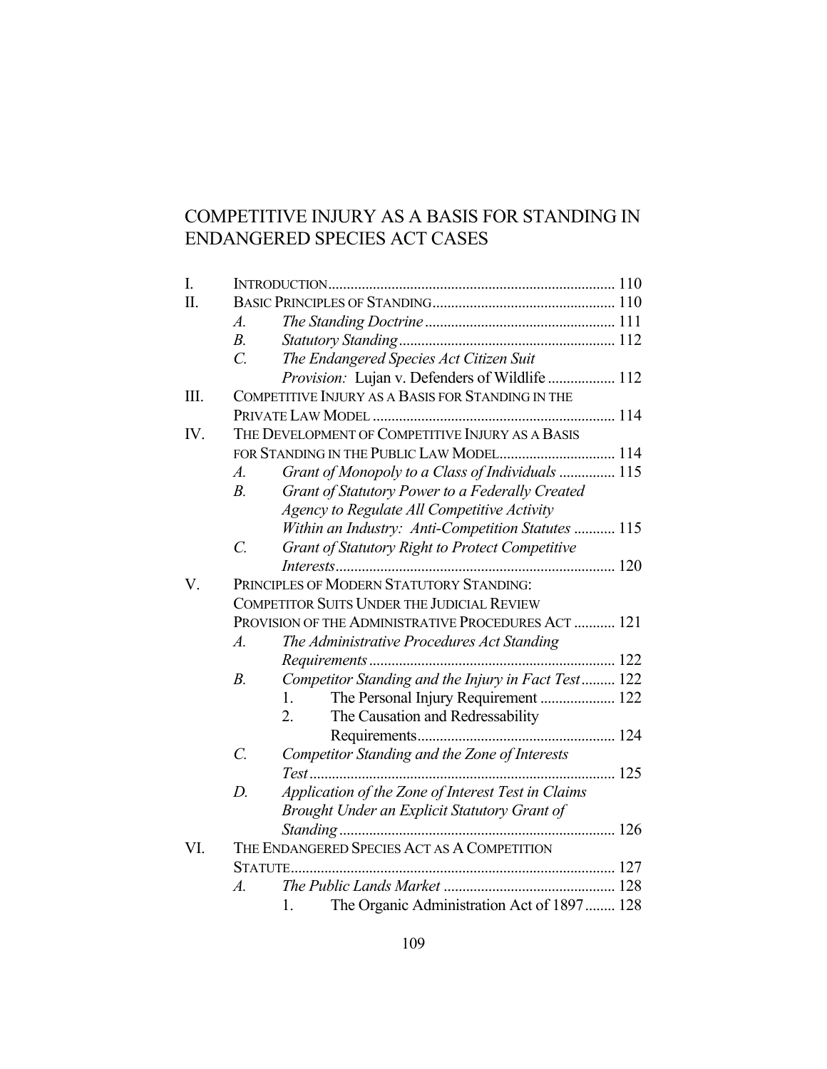# COMPETITIVE INJURY AS A BASIS FOR STANDING IN ENDANGERED SPECIES ACT CASES

I. INTRODUCTION .......... 110
II. BASIC PRINCIPLES OF STANDING .......... 110
  A. *The Standing Doctrine* .......... 111
  B. *Statutory Standing* .......... 112
  C. *The Endangered Species Act Citizen Suit Provision:* Lujan v. Defenders of Wildlife .......... 112
III. COMPETITIVE INJURY AS A BASIS FOR STANDING IN THE PRIVATE LAW MODEL .......... 114
IV. THE DEVELOPMENT OF COMPETITIVE INJURY AS A BASIS FOR STANDING IN THE PUBLIC LAW MODEL .......... 114
  A. *Grant of Monopoly to a Class of Individuals* .......... 115
  B. *Grant of Statutory Power to a Federally Created Agency to Regulate All Competitive Activity Within an Industry: Anti-Competition Statutes* .......... 115
  C. *Grant of Statutory Right to Protect Competitive Interests* .......... 120
V. PRINCIPLES OF MODERN STATUTORY STANDING: COMPETITOR SUITS UNDER THE JUDICIAL REVIEW PROVISION OF THE ADMINISTRATIVE PROCEDURES ACT .......... 121
  A. *The Administrative Procedures Act Standing Requirements* .......... 122
  B. *Competitor Standing and the Injury in Fact Test* .......... 122
    1. The Personal Injury Requirement .......... 122
    2. The Causation and Redressability Requirements .......... 124
  C. *Competitor Standing and the Zone of Interests Test* .......... 125
  D. *Application of the Zone of Interest Test in Claims Brought Under an Explicit Statutory Grant of Standing* .......... 126
VI. THE ENDANGERED SPECIES ACT AS A COMPETITION STATUTE .......... 127
  A. *The Public Lands Market* .......... 128
    1. The Organic Administration Act of 1897 .......... 128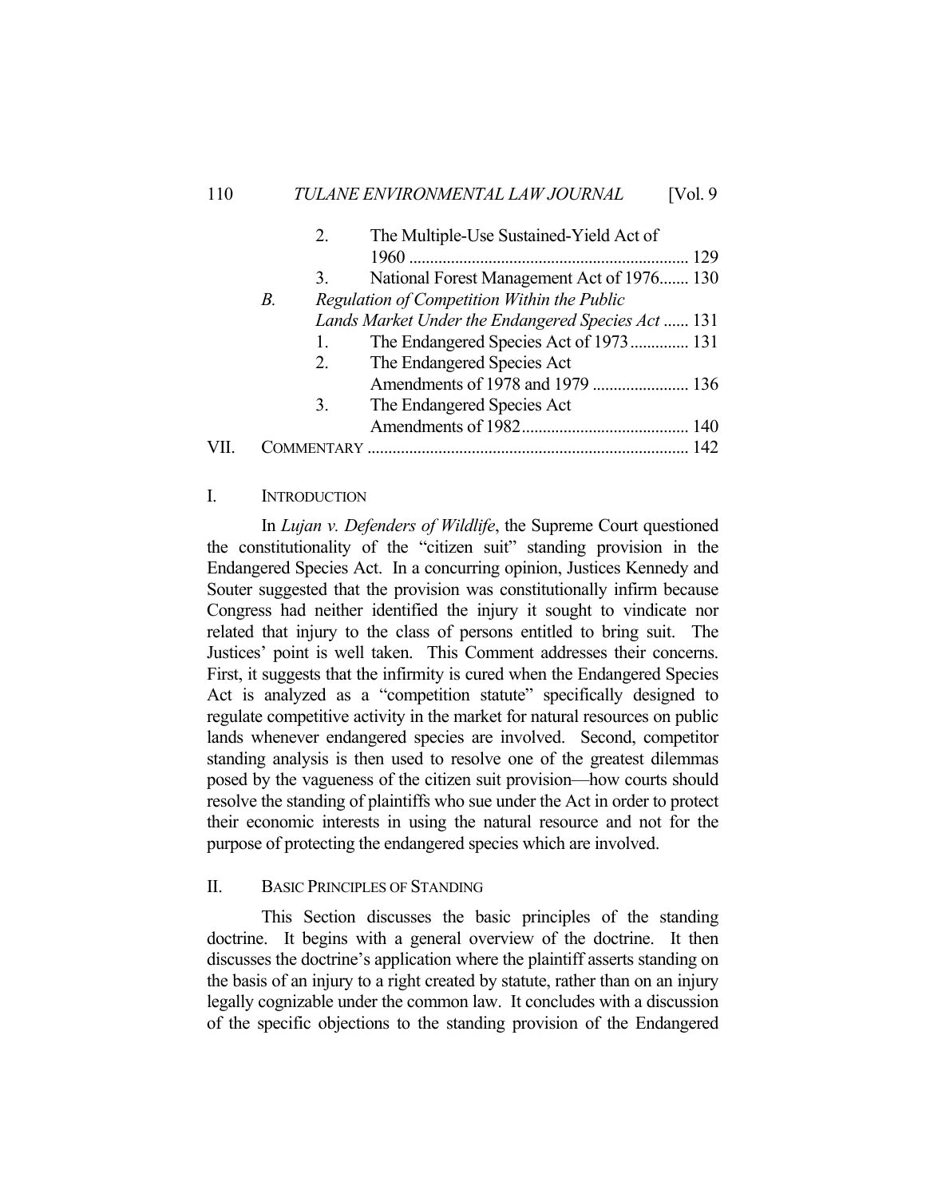2. The Multiple-Use Sustained-Yield Act of 1960 ........................................................... 129
3. National Forest Management Act of 1976....... 130

*B.* *Regulation of Competition Within the Public Lands Market Under the Endangered Species Act* ...... 131
1. The Endangered Species Act of 1973.............. 131
2. The Endangered Species Act Amendments of 1978 and 1979 ....................... 136
3. The Endangered Species Act Amendments of 1982........................................ 140

VII. COMMENTARY ............................................................................ 142

## I. INTRODUCTION

In *Lujan v. Defenders of Wildlife*, the Supreme Court questioned the constitutionality of the "citizen suit" standing provision in the Endangered Species Act. In a concurring opinion, Justices Kennedy and Souter suggested that the provision was constitutionally infirm because Congress had neither identified the injury it sought to vindicate nor related that injury to the class of persons entitled to bring suit. The Justices' point is well taken. This Comment addresses their concerns. First, it suggests that the infirmity is cured when the Endangered Species Act is analyzed as a "competition statute" specifically designed to regulate competitive activity in the market for natural resources on public lands whenever endangered species are involved. Second, competitor standing analysis is then used to resolve one of the greatest dilemmas posed by the vagueness of the citizen suit provision—how courts should resolve the standing of plaintiffs who sue under the Act in order to protect their economic interests in using the natural resource and not for the purpose of protecting the endangered species which are involved.

## II. BASIC PRINCIPLES OF STANDING

This Section discusses the basic principles of the standing doctrine. It begins with a general overview of the doctrine. It then discusses the doctrine's application where the plaintiff asserts standing on the basis of an injury to a right created by statute, rather than on an injury legally cognizable under the common law. It concludes with a discussion of the specific objections to the standing provision of the Endangered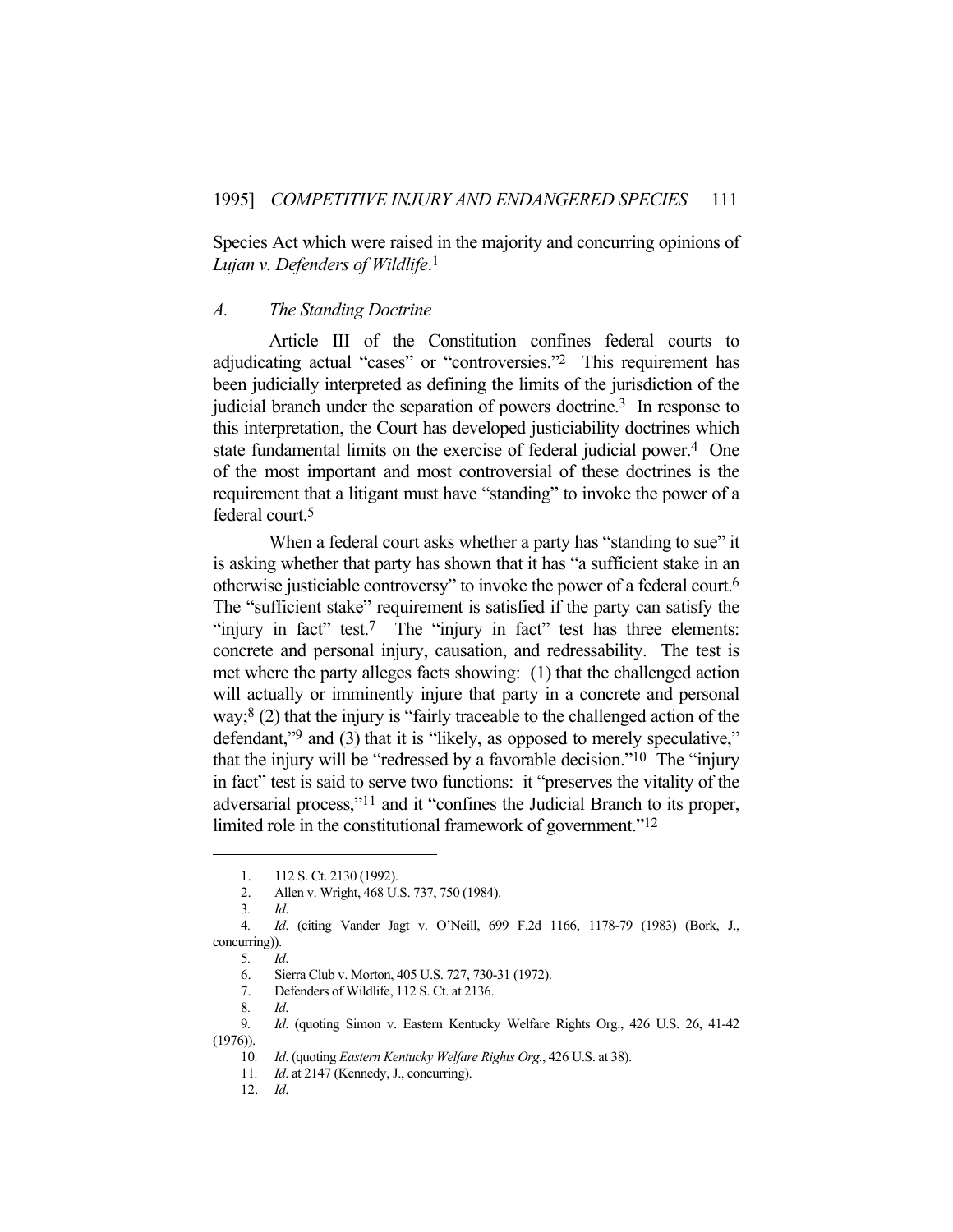Species Act which were raised in the majority and concurring opinions of *Lujan v. Defenders of Wildlife*.[1]

### *A. The Standing Doctrine*

Article III of the Constitution confines federal courts to adjudicating actual "cases" or "controversies."[2] This requirement has been judicially interpreted as defining the limits of the jurisdiction of the judicial branch under the separation of powers doctrine.[3] In response to this interpretation, the Court has developed justiciability doctrines which state fundamental limits on the exercise of federal judicial power.[4] One of the most important and most controversial of these doctrines is the requirement that a litigant must have "standing" to invoke the power of a federal court.[5]

When a federal court asks whether a party has "standing to sue" it is asking whether that party has shown that it has "a sufficient stake in an otherwise justiciable controversy" to invoke the power of a federal court.[6] The "sufficient stake" requirement is satisfied if the party can satisfy the "injury in fact" test.[7] The "injury in fact" test has three elements: concrete and personal injury, causation, and redressability. The test is met where the party alleges facts showing: (1) that the challenged action will actually or imminently injure that party in a concrete and personal way;[8] (2) that the injury is "fairly traceable to the challenged action of the defendant,"[9] and (3) that it is "likely, as opposed to merely speculative," that the injury will be "redressed by a favorable decision."[10] The "injury in fact" test is said to serve two functions: it "preserves the vitality of the adversarial process,"[11] and it "confines the Judicial Branch to its proper, limited role in the constitutional framework of government."[12]

---

1. 112 S. Ct. 2130 (1992).
2. Allen v. Wright, 468 U.S. 737, 750 (1984).
3. *Id*.
4. *Id*. (citing Vander Jagt v. O'Neill, 699 F.2d 1166, 1178-79 (1983) (Bork, J., concurring)).
5. *Id*.
6. Sierra Club v. Morton, 405 U.S. 727, 730-31 (1972).
7. Defenders of Wildlife, 112 S. Ct. at 2136.
8. *Id*.
9. *Id*. (quoting Simon v. Eastern Kentucky Welfare Rights Org., 426 U.S. 26, 41-42 (1976)).
10. *Id*. (quoting *Eastern Kentucky Welfare Rights Org.*, 426 U.S. at 38).
11. *Id*. at 2147 (Kennedy, J., concurring).
12. *Id*.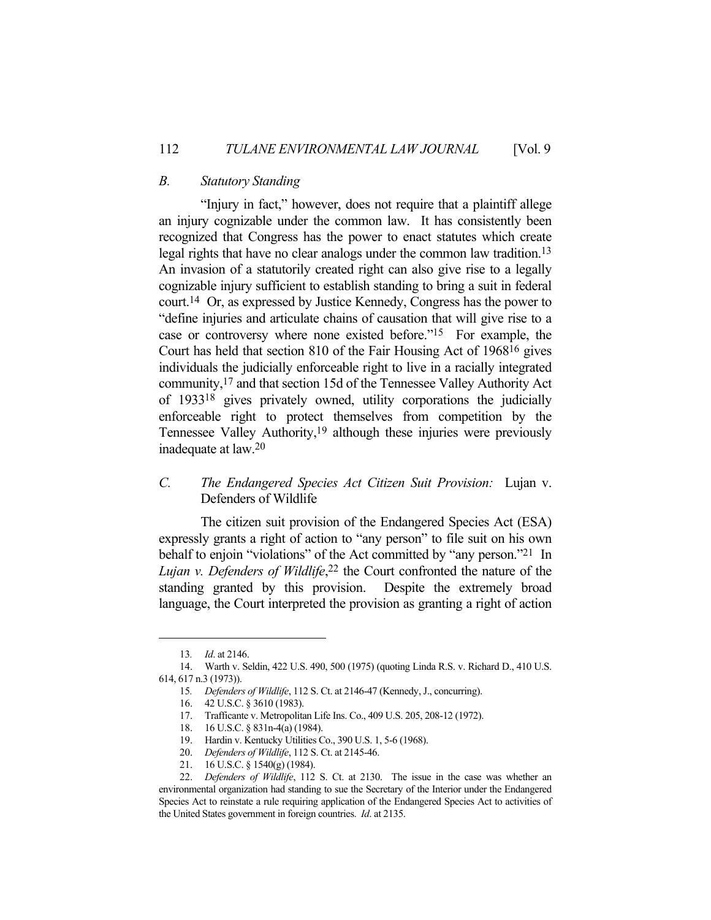### *B. Statutory Standing*

"Injury in fact," however, does not require that a plaintiff allege an injury cognizable under the common law. It has consistently been recognized that Congress has the power to enact statutes which create legal rights that have no clear analogs under the common law tradition.[13] An invasion of a statutorily created right can also give rise to a legally cognizable injury sufficient to establish standing to bring a suit in federal court.[14] Or, as expressed by Justice Kennedy, Congress has the power to "define injuries and articulate chains of causation that will give rise to a case or controversy where none existed before."[15] For example, the Court has held that section 810 of the Fair Housing Act of 1968[16] gives individuals the judicially enforceable right to live in a racially integrated community,[17] and that section 15d of the Tennessee Valley Authority Act of 1933[18] gives privately owned, utility corporations the judicially enforceable right to protect themselves from competition by the Tennessee Valley Authority,[19] although these injuries were previously inadequate at law.[20]

### *C. The Endangered Species Act Citizen Suit Provision:* Lujan v. Defenders of Wildlife

The citizen suit provision of the Endangered Species Act (ESA) expressly grants a right of action to "any person" to file suit on his own behalf to enjoin "violations" of the Act committed by "any person."[21] In *Lujan v. Defenders of Wildlife*,[22] the Court confronted the nature of the standing granted by this provision. Despite the extremely broad language, the Court interpreted the provision as granting a right of action

---

13. *Id*. at 2146.

14. Warth v. Seldin, 422 U.S. 490, 500 (1975) (quoting Linda R.S. v. Richard D., 410 U.S. 614, 617 n.3 (1973)).

15. *Defenders of Wildlife*, 112 S. Ct. at 2146-47 (Kennedy, J., concurring).

16. 42 U.S.C. § 3610 (1983).

17. Trafficante v. Metropolitan Life Ins. Co., 409 U.S. 205, 208-12 (1972).

18. 16 U.S.C. § 831n-4(a) (1984).

19. Hardin v. Kentucky Utilities Co., 390 U.S. 1, 5-6 (1968).

20. *Defenders of Wildlife*, 112 S. Ct. at 2145-46.

21. 16 U.S.C. § 1540(g) (1984).

22. *Defenders of Wildlife*, 112 S. Ct. at 2130. The issue in the case was whether an environmental organization had standing to sue the Secretary of the Interior under the Endangered Species Act to reinstate a rule requiring application of the Endangered Species Act to activities of the United States government in foreign countries. *Id*. at 2135.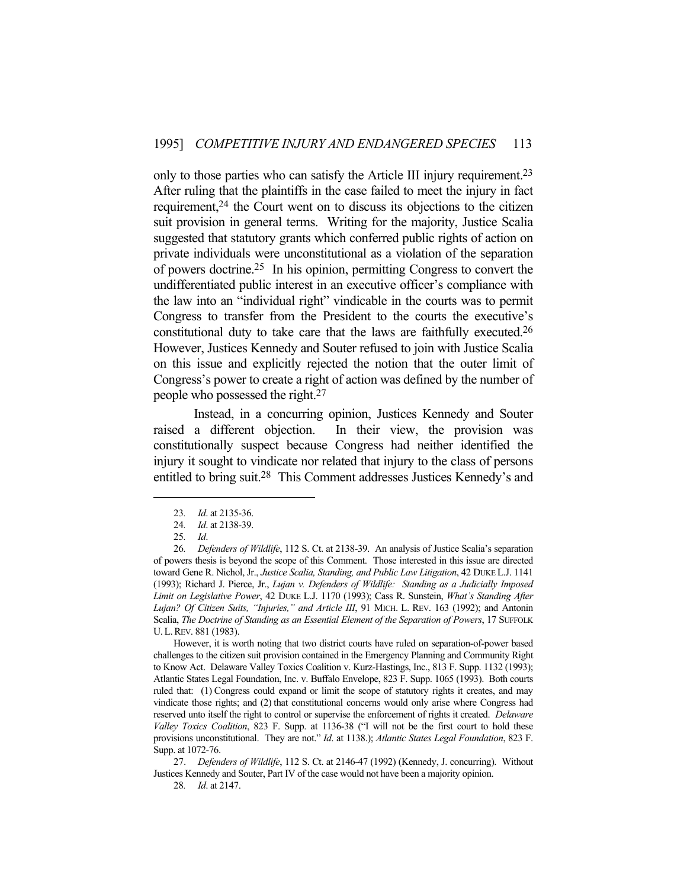only to those parties who can satisfy the Article III injury requirement.[23] After ruling that the plaintiffs in the case failed to meet the injury in fact requirement,[24] the Court went on to discuss its objections to the citizen suit provision in general terms. Writing for the majority, Justice Scalia suggested that statutory grants which conferred public rights of action on private individuals were unconstitutional as a violation of the separation of powers doctrine.[25] In his opinion, permitting Congress to convert the undifferentiated public interest in an executive officer's compliance with the law into an "individual right" vindicable in the courts was to permit Congress to transfer from the President to the courts the executive's constitutional duty to take care that the laws are faithfully executed.[26] However, Justices Kennedy and Souter refused to join with Justice Scalia on this issue and explicitly rejected the notion that the outer limit of Congress's power to create a right of action was defined by the number of people who possessed the right.[27]

Instead, in a concurring opinion, Justices Kennedy and Souter raised a different objection. In their view, the provision was constitutionally suspect because Congress had neither identified the injury it sought to vindicate nor related that injury to the class of persons entitled to bring suit.[28] This Comment addresses Justices Kennedy's and

---

23. *Id*. at 2135-36.

24. *Id*. at 2138-39.

25. *Id*.

26. *Defenders of Wildlife*, 112 S. Ct. at 2138-39. An analysis of Justice Scalia's separation of powers thesis is beyond the scope of this Comment. Those interested in this issue are directed toward Gene R. Nichol, Jr., *Justice Scalia, Standing, and Public Law Litigation*, 42 DUKE L.J. 1141 (1993); Richard J. Pierce, Jr., *Lujan v. Defenders of Wildlife: Standing as a Judicially Imposed Limit on Legislative Power*, 42 DUKE L.J. 1170 (1993); Cass R. Sunstein, *What's Standing After Lujan? Of Citizen Suits, "Injuries," and Article III*, 91 MICH. L. REV. 163 (1992); and Antonin Scalia, *The Doctrine of Standing as an Essential Element of the Separation of Powers*, 17 SUFFOLK U. L. REV. 881 (1983).

However, it is worth noting that two district courts have ruled on separation-of-power based challenges to the citizen suit provision contained in the Emergency Planning and Community Right to Know Act. Delaware Valley Toxics Coalition v. Kurz-Hastings, Inc., 813 F. Supp. 1132 (1993); Atlantic States Legal Foundation, Inc. v. Buffalo Envelope, 823 F. Supp. 1065 (1993). Both courts ruled that: (1) Congress could expand or limit the scope of statutory rights it creates, and may vindicate those rights; and (2) that constitutional concerns would only arise where Congress had reserved unto itself the right to control or supervise the enforcement of rights it created. *Delaware Valley Toxics Coalition*, 823 F. Supp. at 1136-38 ("I will not be the first court to hold these provisions unconstitutional. They are not." *Id*. at 1138.); *Atlantic States Legal Foundation*, 823 F. Supp. at 1072-76.

27. *Defenders of Wildlife*, 112 S. Ct. at 2146-47 (1992) (Kennedy, J. concurring). Without Justices Kennedy and Souter, Part IV of the case would not have been a majority opinion.

28. *Id*. at 2147.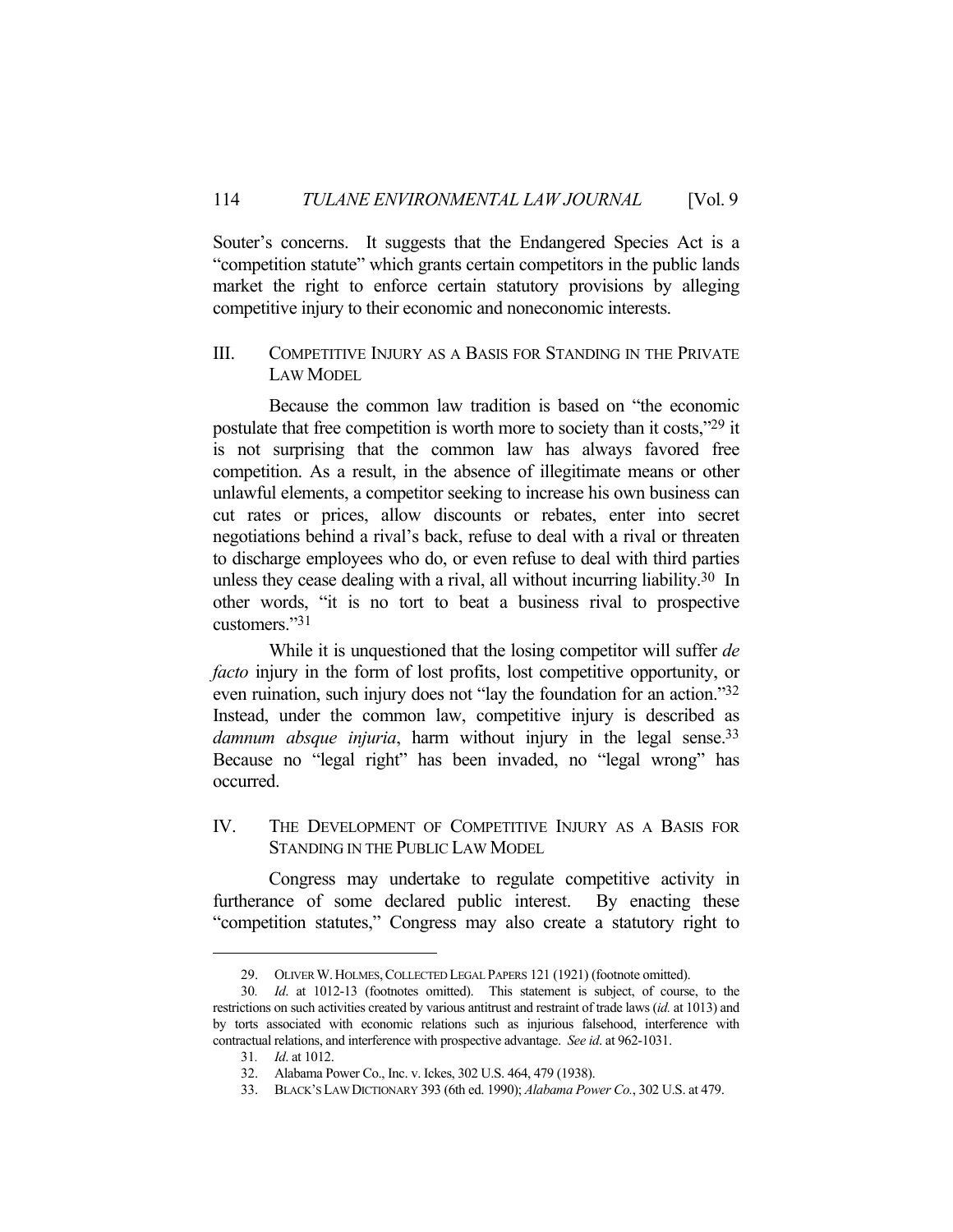Souter's concerns. It suggests that the Endangered Species Act is a "competition statute" which grants certain competitors in the public lands market the right to enforce certain statutory provisions by alleging competitive injury to their economic and noneconomic interests.

## III. COMPETITIVE INJURY AS A BASIS FOR STANDING IN THE PRIVATE LAW MODEL

Because the common law tradition is based on "the economic postulate that free competition is worth more to society than it costs,"[29] it is not surprising that the common law has always favored free competition. As a result, in the absence of illegitimate means or other unlawful elements, a competitor seeking to increase his own business can cut rates or prices, allow discounts or rebates, enter into secret negotiations behind a rival's back, refuse to deal with a rival or threaten to discharge employees who do, or even refuse to deal with third parties unless they cease dealing with a rival, all without incurring liability.[30] In other words, "it is no tort to beat a business rival to prospective customers."[31]

While it is unquestioned that the losing competitor will suffer *de facto* injury in the form of lost profits, lost competitive opportunity, or even ruination, such injury does not "lay the foundation for an action."[32] Instead, under the common law, competitive injury is described as *damnum absque injuria*, harm without injury in the legal sense.[33] Because no "legal right" has been invaded, no "legal wrong" has occurred.

## IV. THE DEVELOPMENT OF COMPETITIVE INJURY AS A BASIS FOR STANDING IN THE PUBLIC LAW MODEL

Congress may undertake to regulate competitive activity in furtherance of some declared public interest. By enacting these "competition statutes," Congress may also create a statutory right to

---

29. OLIVER W. HOLMES, COLLECTED LEGAL PAPERS 121 (1921) (footnote omitted).

30. *Id.* at 1012-13 (footnotes omitted). This statement is subject, of course, to the restrictions on such activities created by various antitrust and restraint of trade laws (*id.* at 1013) and by torts associated with economic relations such as injurious falsehood, interference with contractual relations, and interference with prospective advantage. *See id.* at 962-1031.

31. *Id.* at 1012.

32. Alabama Power Co., Inc. v. Ickes, 302 U.S. 464, 479 (1938).

33. BLACK'S LAW DICTIONARY 393 (6th ed. 1990); *Alabama Power Co.*, 302 U.S. at 479.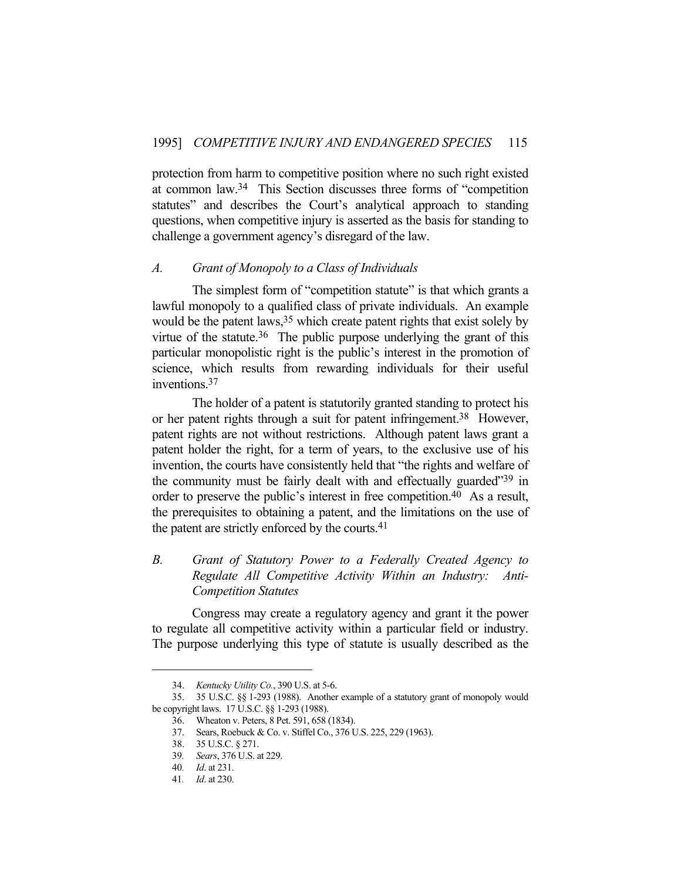protection from harm to competitive position where no such right existed at common law.[34] This Section discusses three forms of "competition statutes" and describes the Court's analytical approach to standing questions, when competitive injury is asserted as the basis for standing to challenge a government agency's disregard of the law.

### *A. Grant of Monopoly to a Class of Individuals*

The simplest form of "competition statute" is that which grants a lawful monopoly to a qualified class of private individuals. An example would be the patent laws,[35] which create patent rights that exist solely by virtue of the statute.[36] The public purpose underlying the grant of this particular monopolistic right is the public's interest in the promotion of science, which results from rewarding individuals for their useful inventions.[37]

The holder of a patent is statutorily granted standing to protect his or her patent rights through a suit for patent infringement.[38] However, patent rights are not without restrictions. Although patent laws grant a patent holder the right, for a term of years, to the exclusive use of his invention, the courts have consistently held that "the rights and welfare of the community must be fairly dealt with and effectually guarded"[39] in order to preserve the public's interest in free competition.[40] As a result, the prerequisites to obtaining a patent, and the limitations on the use of the patent are strictly enforced by the courts.[41]

### *B. Grant of Statutory Power to a Federally Created Agency to Regulate All Competitive Activity Within an Industry: Anti-Competition Statutes*

Congress may create a regulatory agency and grant it the power to regulate all competitive activity within a particular field or industry. The purpose underlying this type of statute is usually described as the

---

34. *Kentucky Utility Co.*, 390 U.S. at 5-6.

35. 35 U.S.C. §§ 1-293 (1988). Another example of a statutory grant of monopoly would be copyright laws. 17 U.S.C. §§ 1-293 (1988).

36. Wheaton v. Peters, 8 Pet. 591, 658 (1834).

37. Sears, Roebuck & Co. v. Stiffel Co., 376 U.S. 225, 229 (1963).

38. 35 U.S.C. § 271.

39. *Sears*, 376 U.S. at 229.

40. *Id*. at 231.

41. *Id*. at 230.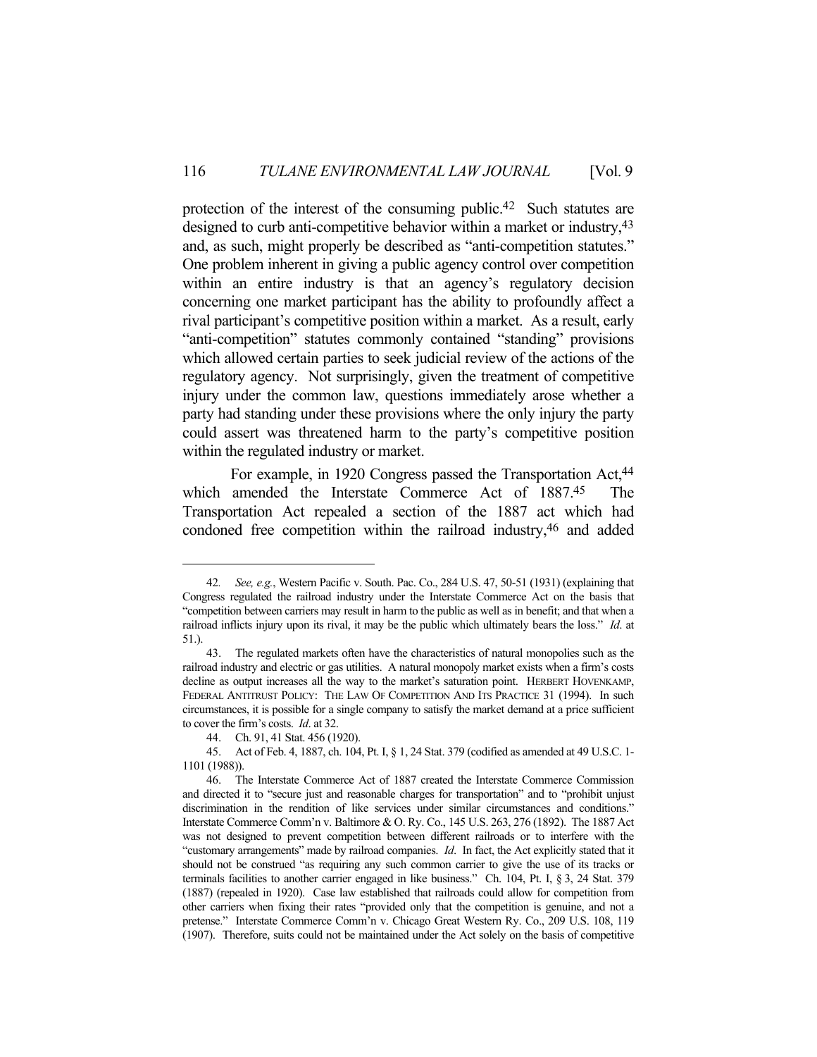protection of the interest of the consuming public.[42] Such statutes are designed to curb anti-competitive behavior within a market or industry,[43] and, as such, might properly be described as "anti-competition statutes." One problem inherent in giving a public agency control over competition within an entire industry is that an agency's regulatory decision concerning one market participant has the ability to profoundly affect a rival participant's competitive position within a market. As a result, early "anti-competition" statutes commonly contained "standing" provisions which allowed certain parties to seek judicial review of the actions of the regulatory agency. Not surprisingly, given the treatment of competitive injury under the common law, questions immediately arose whether a party had standing under these provisions where the only injury the party could assert was threatened harm to the party's competitive position within the regulated industry or market.

For example, in 1920 Congress passed the Transportation Act,[44] which amended the Interstate Commerce Act of 1887.[45] The Transportation Act repealed a section of the 1887 act which had condoned free competition within the railroad industry,[46] and added

---

42. *See, e.g.*, Western Pacific v. South. Pac. Co., 284 U.S. 47, 50-51 (1931) (explaining that Congress regulated the railroad industry under the Interstate Commerce Act on the basis that "competition between carriers may result in harm to the public as well as in benefit; and that when a railroad inflicts injury upon its rival, it may be the public which ultimately bears the loss." *Id*. at 51.).

43. The regulated markets often have the characteristics of natural monopolies such as the railroad industry and electric or gas utilities. A natural monopoly market exists when a firm's costs decline as output increases all the way to the market's saturation point. HERBERT HOVENKAMP, FEDERAL ANTITRUST POLICY: THE LAW OF COMPETITION AND ITS PRACTICE 31 (1994). In such circumstances, it is possible for a single company to satisfy the market demand at a price sufficient to cover the firm's costs. *Id*. at 32.

44. Ch. 91, 41 Stat. 456 (1920).

45. Act of Feb. 4, 1887, ch. 104, Pt. I, § 1, 24 Stat. 379 (codified as amended at 49 U.S.C. 1-1101 (1988)).

46. The Interstate Commerce Act of 1887 created the Interstate Commerce Commission and directed it to "secure just and reasonable charges for transportation" and to "prohibit unjust discrimination in the rendition of like services under similar circumstances and conditions." Interstate Commerce Comm'n v. Baltimore & O. Ry. Co., 145 U.S. 263, 276 (1892). The 1887 Act was not designed to prevent competition between different railroads or to interfere with the "customary arrangements" made by railroad companies. *Id*. In fact, the Act explicitly stated that it should not be construed "as requiring any such common carrier to give the use of its tracks or terminals facilities to another carrier engaged in like business." Ch. 104, Pt. I, § 3, 24 Stat. 379 (1887) (repealed in 1920). Case law established that railroads could allow for competition from other carriers when fixing their rates "provided only that the competition is genuine, and not a pretense." Interstate Commerce Comm'n v. Chicago Great Western Ry. Co., 209 U.S. 108, 119 (1907). Therefore, suits could not be maintained under the Act solely on the basis of competitive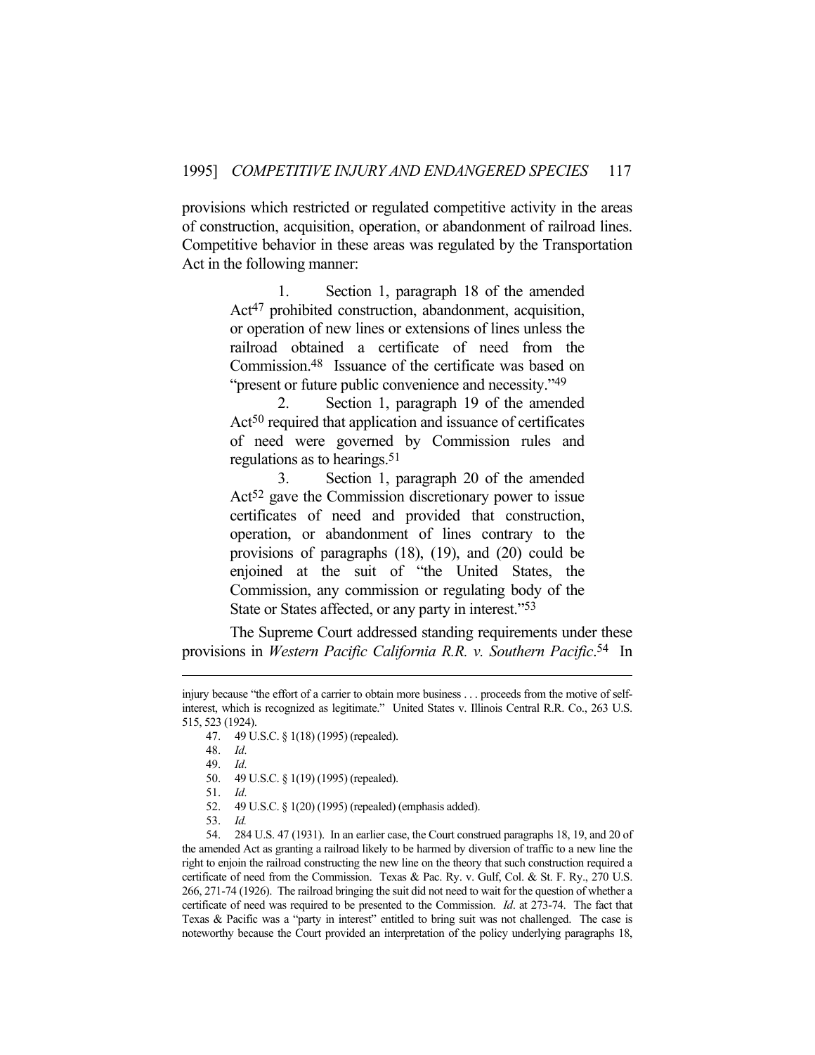provisions which restricted or regulated competitive activity in the areas of construction, acquisition, operation, or abandonment of railroad lines. Competitive behavior in these areas was regulated by the Transportation Act in the following manner:

> 1. Section 1, paragraph 18 of the amended Act[47] prohibited construction, abandonment, acquisition, or operation of new lines or extensions of lines unless the railroad obtained a certificate of need from the Commission.[48] Issuance of the certificate was based on "present or future public convenience and necessity."[49]
>
> 2. Section 1, paragraph 19 of the amended Act[50] required that application and issuance of certificates of need were governed by Commission rules and regulations as to hearings.[51]
>
> 3. Section 1, paragraph 20 of the amended Act[52] gave the Commission discretionary power to issue certificates of need and provided that construction, operation, or abandonment of lines contrary to the provisions of paragraphs (18), (19), and (20) could be enjoined at the suit of "the United States, the Commission, any commission or regulating body of the State or States affected, or any party in interest."[53]

The Supreme Court addressed standing requirements under these provisions in *Western Pacific California R.R. v. Southern Pacific*.[54] In

---

injury because "the effort of a carrier to obtain more business . . . proceeds from the motive of self-interest, which is recognized as legitimate." United States v. Illinois Central R.R. Co., 263 U.S. 515, 523 (1924).

47. 49 U.S.C. § 1(18) (1995) (repealed).

48. *Id*.

49. *Id*.

50. 49 U.S.C. § 1(19) (1995) (repealed).

51. *Id*.

52. 49 U.S.C. § 1(20) (1995) (repealed) (emphasis added).

53. *Id.*

54. 284 U.S. 47 (1931). In an earlier case, the Court construed paragraphs 18, 19, and 20 of the amended Act as granting a railroad likely to be harmed by diversion of traffic to a new line the right to enjoin the railroad constructing the new line on the theory that such construction required a certificate of need from the Commission. Texas & Pac. Ry. v. Gulf, Col. & St. F. Ry., 270 U.S. 266, 271-74 (1926). The railroad bringing the suit did not need to wait for the question of whether a certificate of need was required to be presented to the Commission. *Id*. at 273-74. The fact that Texas & Pacific was a "party in interest" entitled to bring suit was not challenged. The case is noteworthy because the Court provided an interpretation of the policy underlying paragraphs 18,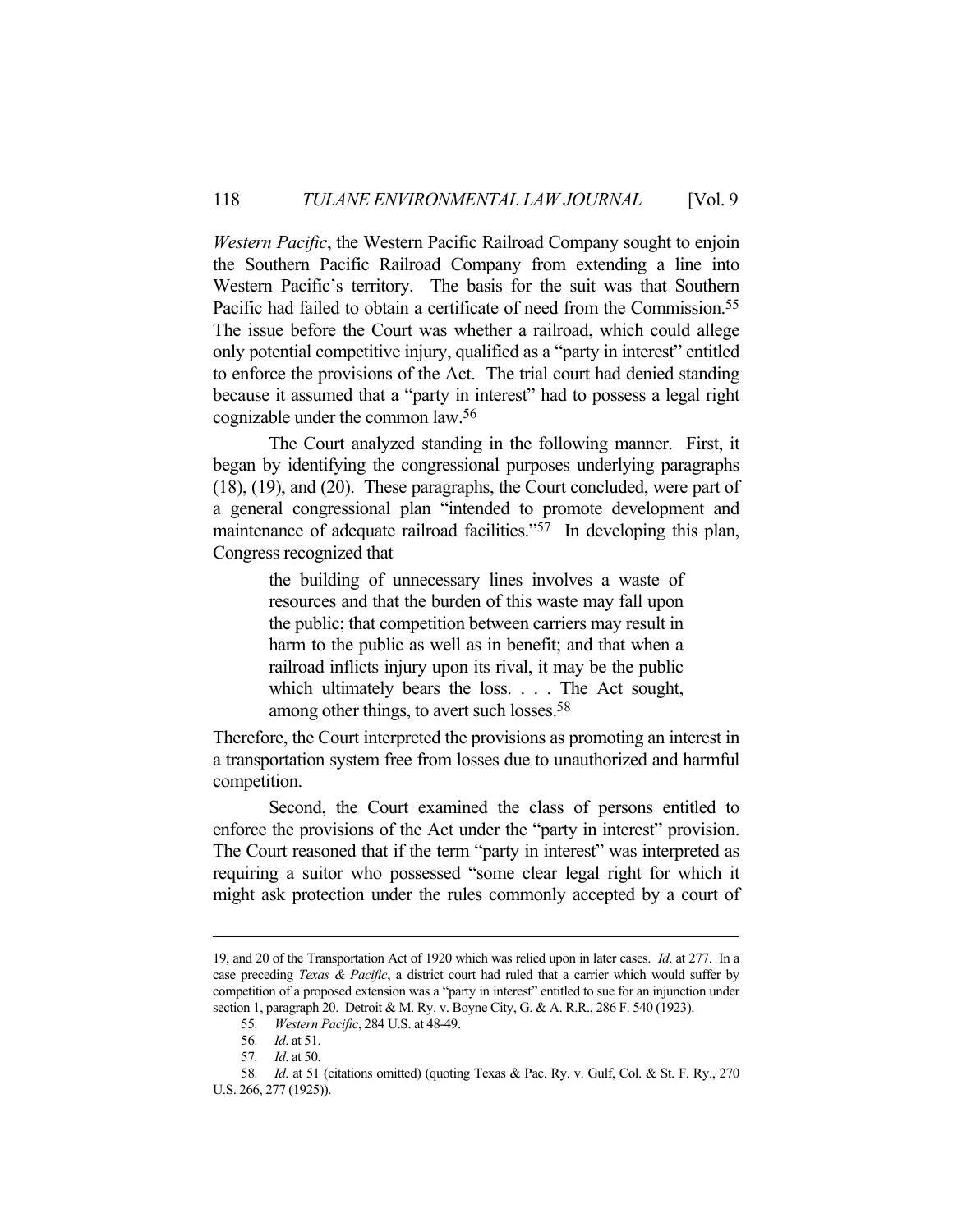*Western Pacific*, the Western Pacific Railroad Company sought to enjoin the Southern Pacific Railroad Company from extending a line into Western Pacific's territory. The basis for the suit was that Southern Pacific had failed to obtain a certificate of need from the Commission.[55] The issue before the Court was whether a railroad, which could allege only potential competitive injury, qualified as a "party in interest" entitled to enforce the provisions of the Act. The trial court had denied standing because it assumed that a "party in interest" had to possess a legal right cognizable under the common law.[56]

The Court analyzed standing in the following manner. First, it began by identifying the congressional purposes underlying paragraphs (18), (19), and (20). These paragraphs, the Court concluded, were part of a general congressional plan "intended to promote development and maintenance of adequate railroad facilities."[57] In developing this plan, Congress recognized that

> the building of unnecessary lines involves a waste of resources and that the burden of this waste may fall upon the public; that competition between carriers may result in harm to the public as well as in benefit; and that when a railroad inflicts injury upon its rival, it may be the public which ultimately bears the loss. . . . The Act sought, among other things, to avert such losses.[58]

Therefore, the Court interpreted the provisions as promoting an interest in a transportation system free from losses due to unauthorized and harmful competition.

Second, the Court examined the class of persons entitled to enforce the provisions of the Act under the "party in interest" provision. The Court reasoned that if the term "party in interest" was interpreted as requiring a suitor who possessed "some clear legal right for which it might ask protection under the rules commonly accepted by a court of

---

19, and 20 of the Transportation Act of 1920 which was relied upon in later cases. *Id*. at 277. In a case preceding *Texas & Pacific*, a district court had ruled that a carrier which would suffer by competition of a proposed extension was a "party in interest" entitled to sue for an injunction under section 1, paragraph 20. Detroit & M. Ry. v. Boyne City, G. & A. R.R., 286 F. 540 (1923).

55. *Western Pacific*, 284 U.S. at 48-49.

56. *Id*. at 51.

57. *Id*. at 50.

58. *Id*. at 51 (citations omitted) (quoting Texas & Pac. Ry. v. Gulf, Col. & St. F. Ry., 270 U.S. 266, 277 (1925)).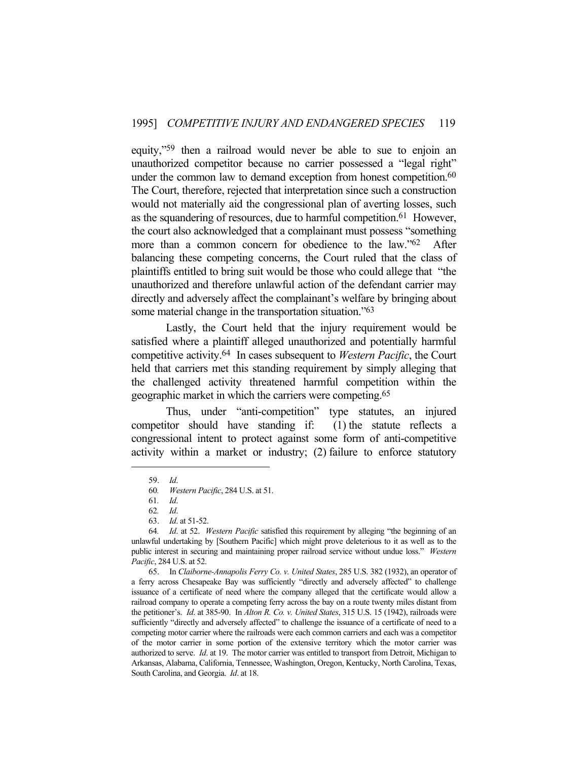equity,"[59] then a railroad would never be able to sue to enjoin an unauthorized competitor because no carrier possessed a "legal right" under the common law to demand exception from honest competition.[60] The Court, therefore, rejected that interpretation since such a construction would not materially aid the congressional plan of averting losses, such as the squandering of resources, due to harmful competition.[61] However, the court also acknowledged that a complainant must possess "something more than a common concern for obedience to the law."[62] After balancing these competing concerns, the Court ruled that the class of plaintiffs entitled to bring suit would be those who could allege that "the unauthorized and therefore unlawful action of the defendant carrier may directly and adversely affect the complainant's welfare by bringing about some material change in the transportation situation."[63]

Lastly, the Court held that the injury requirement would be satisfied where a plaintiff alleged unauthorized and potentially harmful competitive activity.[64] In cases subsequent to *Western Pacific*, the Court held that carriers met this standing requirement by simply alleging that the challenged activity threatened harmful competition within the geographic market in which the carriers were competing.[65]

Thus, under "anti-competition" type statutes, an injured competitor should have standing if: (1) the statute reflects a congressional intent to protect against some form of anti-competitive activity within a market or industry; (2) failure to enforce statutory

---

59. *Id*.

60. *Western Pacific*, 284 U.S. at 51.

61. *Id*.

62. *Id*.

63. *Id*. at 51-52.

64. *Id*. at 52. *Western Pacific* satisfied this requirement by alleging "the beginning of an unlawful undertaking by [Southern Pacific] which might prove deleterious to it as well as to the public interest in securing and maintaining proper railroad service without undue loss." *Western Pacific*, 284 U.S. at 52.

65. In *Claiborne-Annapolis Ferry Co. v. United States*, 285 U.S. 382 (1932), an operator of a ferry across Chesapeake Bay was sufficiently "directly and adversely affected" to challenge issuance of a certificate of need where the company alleged that the certificate would allow a railroad company to operate a competing ferry across the bay on a route twenty miles distant from the petitioner's. *Id*. at 385-90. In *Alton R. Co. v. United States*, 315 U.S. 15 (1942), railroads were sufficiently "directly and adversely affected" to challenge the issuance of a certificate of need to a competing motor carrier where the railroads were each common carriers and each was a competitor of the motor carrier in some portion of the extensive territory which the motor carrier was authorized to serve. *Id*. at 19. The motor carrier was entitled to transport from Detroit, Michigan to Arkansas, Alabama, California, Tennessee, Washington, Oregon, Kentucky, North Carolina, Texas, South Carolina, and Georgia. *Id*. at 18.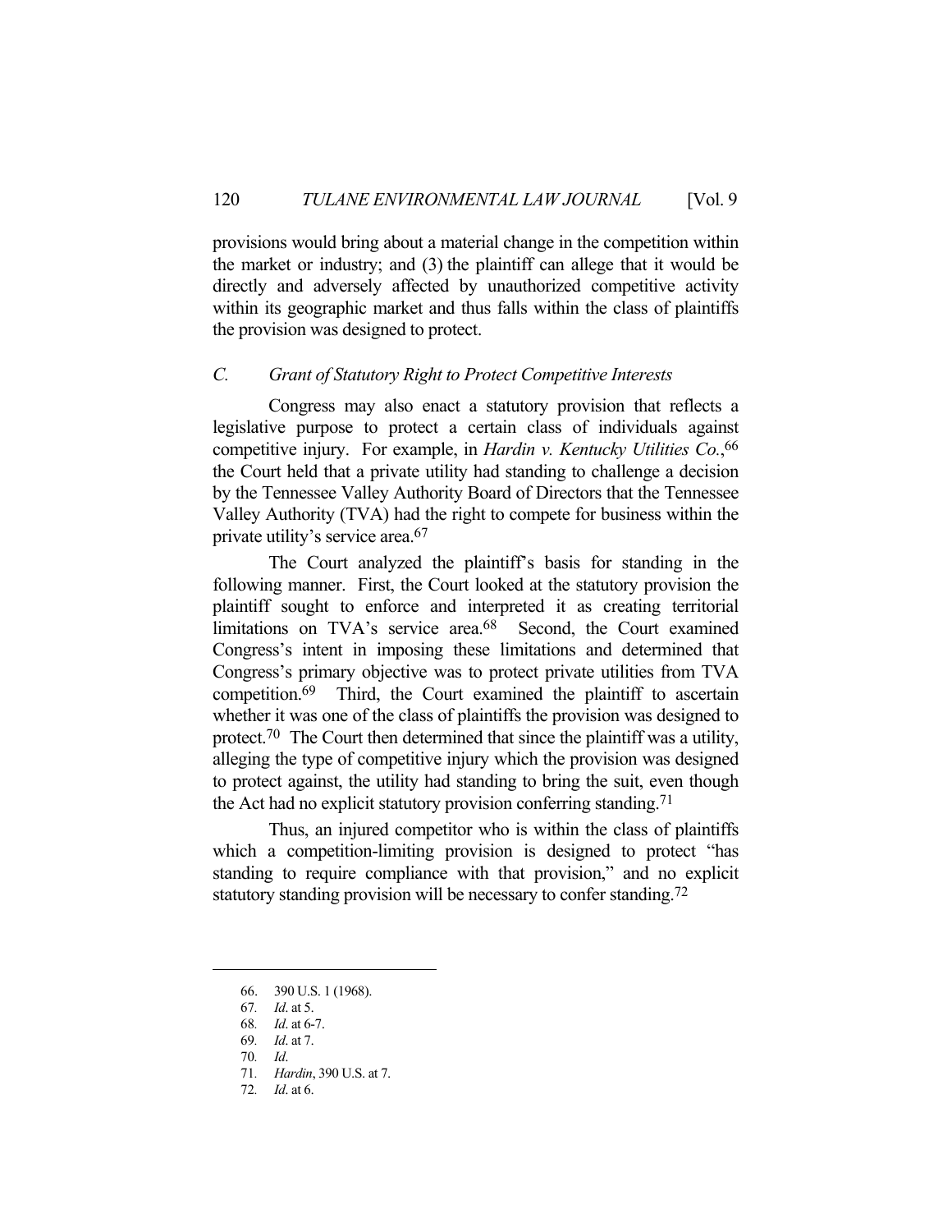provisions would bring about a material change in the competition within the market or industry; and (3) the plaintiff can allege that it would be directly and adversely affected by unauthorized competitive activity within its geographic market and thus falls within the class of plaintiffs the provision was designed to protect.

### *C. Grant of Statutory Right to Protect Competitive Interests*

Congress may also enact a statutory provision that reflects a legislative purpose to protect a certain class of individuals against competitive injury. For example, in *Hardin v. Kentucky Utilities Co.*,[66] the Court held that a private utility had standing to challenge a decision by the Tennessee Valley Authority Board of Directors that the Tennessee Valley Authority (TVA) had the right to compete for business within the private utility's service area.[67]

The Court analyzed the plaintiff's basis for standing in the following manner. First, the Court looked at the statutory provision the plaintiff sought to enforce and interpreted it as creating territorial limitations on TVA's service area.[68] Second, the Court examined Congress's intent in imposing these limitations and determined that Congress's primary objective was to protect private utilities from TVA competition.[69] Third, the Court examined the plaintiff to ascertain whether it was one of the class of plaintiffs the provision was designed to protect.[70] The Court then determined that since the plaintiff was a utility, alleging the type of competitive injury which the provision was designed to protect against, the utility had standing to bring the suit, even though the Act had no explicit statutory provision conferring standing.[71]

Thus, an injured competitor who is within the class of plaintiffs which a competition-limiting provision is designed to protect "has standing to require compliance with that provision," and no explicit statutory standing provision will be necessary to confer standing.[72]

---

66. 390 U.S. 1 (1968).
67. *Id.* at 5.
68. *Id.* at 6-7.
69. *Id.* at 7.
70. *Id.*
71. *Hardin*, 390 U.S. at 7.
72. *Id.* at 6.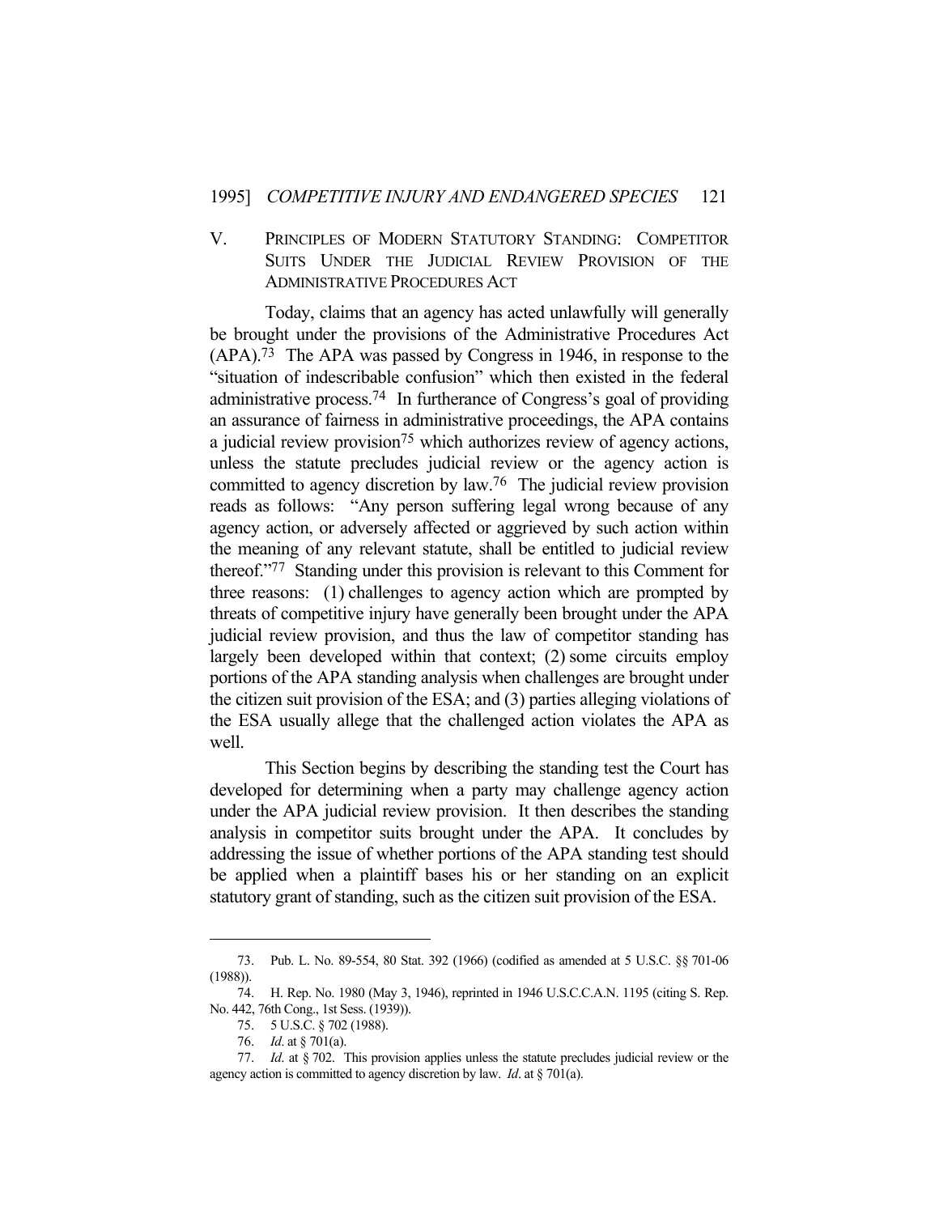## V. PRINCIPLES OF MODERN STATUTORY STANDING: COMPETITOR SUITS UNDER THE JUDICIAL REVIEW PROVISION OF THE ADMINISTRATIVE PROCEDURES ACT

Today, claims that an agency has acted unlawfully will generally be brought under the provisions of the Administrative Procedures Act (APA).[73] The APA was passed by Congress in 1946, in response to the "situation of indescribable confusion" which then existed in the federal administrative process.[74] In furtherance of Congress's goal of providing an assurance of fairness in administrative proceedings, the APA contains a judicial review provision[75] which authorizes review of agency actions, unless the statute precludes judicial review or the agency action is committed to agency discretion by law.[76] The judicial review provision reads as follows: "Any person suffering legal wrong because of any agency action, or adversely affected or aggrieved by such action within the meaning of any relevant statute, shall be entitled to judicial review thereof."[77] Standing under this provision is relevant to this Comment for three reasons: (1) challenges to agency action which are prompted by threats of competitive injury have generally been brought under the APA judicial review provision, and thus the law of competitor standing has largely been developed within that context; (2) some circuits employ portions of the APA standing analysis when challenges are brought under the citizen suit provision of the ESA; and (3) parties alleging violations of the ESA usually allege that the challenged action violates the APA as well.

This Section begins by describing the standing test the Court has developed for determining when a party may challenge agency action under the APA judicial review provision. It then describes the standing analysis in competitor suits brought under the APA. It concludes by addressing the issue of whether portions of the APA standing test should be applied when a plaintiff bases his or her standing on an explicit statutory grant of standing, such as the citizen suit provision of the ESA.

---

73. Pub. L. No. 89-554, 80 Stat. 392 (1966) (codified as amended at 5 U.S.C. §§ 701-06 (1988)).

74. H. Rep. No. 1980 (May 3, 1946), reprinted in 1946 U.S.C.C.A.N. 1195 (citing S. Rep. No. 442, 76th Cong., 1st Sess. (1939)).

75. 5 U.S.C. § 702 (1988).

76. *Id.* at § 701(a).

77. *Id.* at § 702. This provision applies unless the statute precludes judicial review or the agency action is committed to agency discretion by law. *Id.* at § 701(a).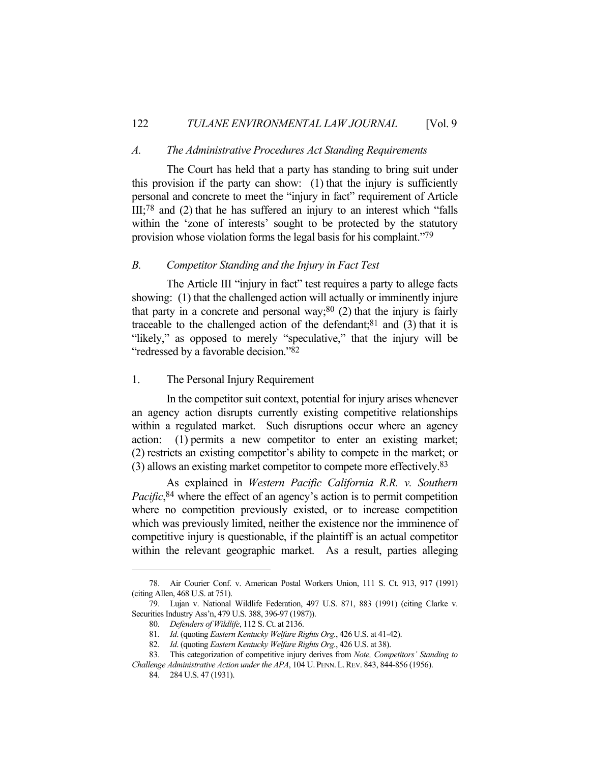### *A. The Administrative Procedures Act Standing Requirements*

The Court has held that a party has standing to bring suit under this provision if the party can show: (1) that the injury is sufficiently personal and concrete to meet the "injury in fact" requirement of Article III;[78] and (2) that he has suffered an injury to an interest which "falls within the 'zone of interests' sought to be protected by the statutory provision whose violation forms the legal basis for his complaint."[79]

### *B. Competitor Standing and the Injury in Fact Test*

The Article III "injury in fact" test requires a party to allege facts showing: (1) that the challenged action will actually or imminently injure that party in a concrete and personal way;[80] (2) that the injury is fairly traceable to the challenged action of the defendant;[81] and (3) that it is "likely," as opposed to merely "speculative," that the injury will be "redressed by a favorable decision."[82]

#### 1. The Personal Injury Requirement

In the competitor suit context, potential for injury arises whenever an agency action disrupts currently existing competitive relationships within a regulated market. Such disruptions occur where an agency action: (1) permits a new competitor to enter an existing market; (2) restricts an existing competitor's ability to compete in the market; or (3) allows an existing market competitor to compete more effectively.[83]

As explained in *Western Pacific California R.R. v. Southern Pacific*,[84] where the effect of an agency's action is to permit competition where no competition previously existed, or to increase competition which was previously limited, neither the existence nor the imminence of competitive injury is questionable, if the plaintiff is an actual competitor within the relevant geographic market. As a result, parties alleging

---

78. Air Courier Conf. v. American Postal Workers Union, 111 S. Ct. 913, 917 (1991) (citing Allen, 468 U.S. at 751).

79. Lujan v. National Wildlife Federation, 497 U.S. 871, 883 (1991) (citing Clarke v. Securities Industry Ass'n, 479 U.S. 388, 396-97 (1987)).

80. *Defenders of Wildlife*, 112 S. Ct. at 2136.

81. *Id*. (quoting *Eastern Kentucky Welfare Rights Org.*, 426 U.S. at 41-42).

82. *Id*. (quoting *Eastern Kentucky Welfare Rights Org.*, 426 U.S. at 38).

83. This categorization of competitive injury derives from *Note, Competitors' Standing to Challenge Administrative Action under the APA*, 104 U. PENN. L. REV. 843, 844-856 (1956).

84. 284 U.S. 47 (1931).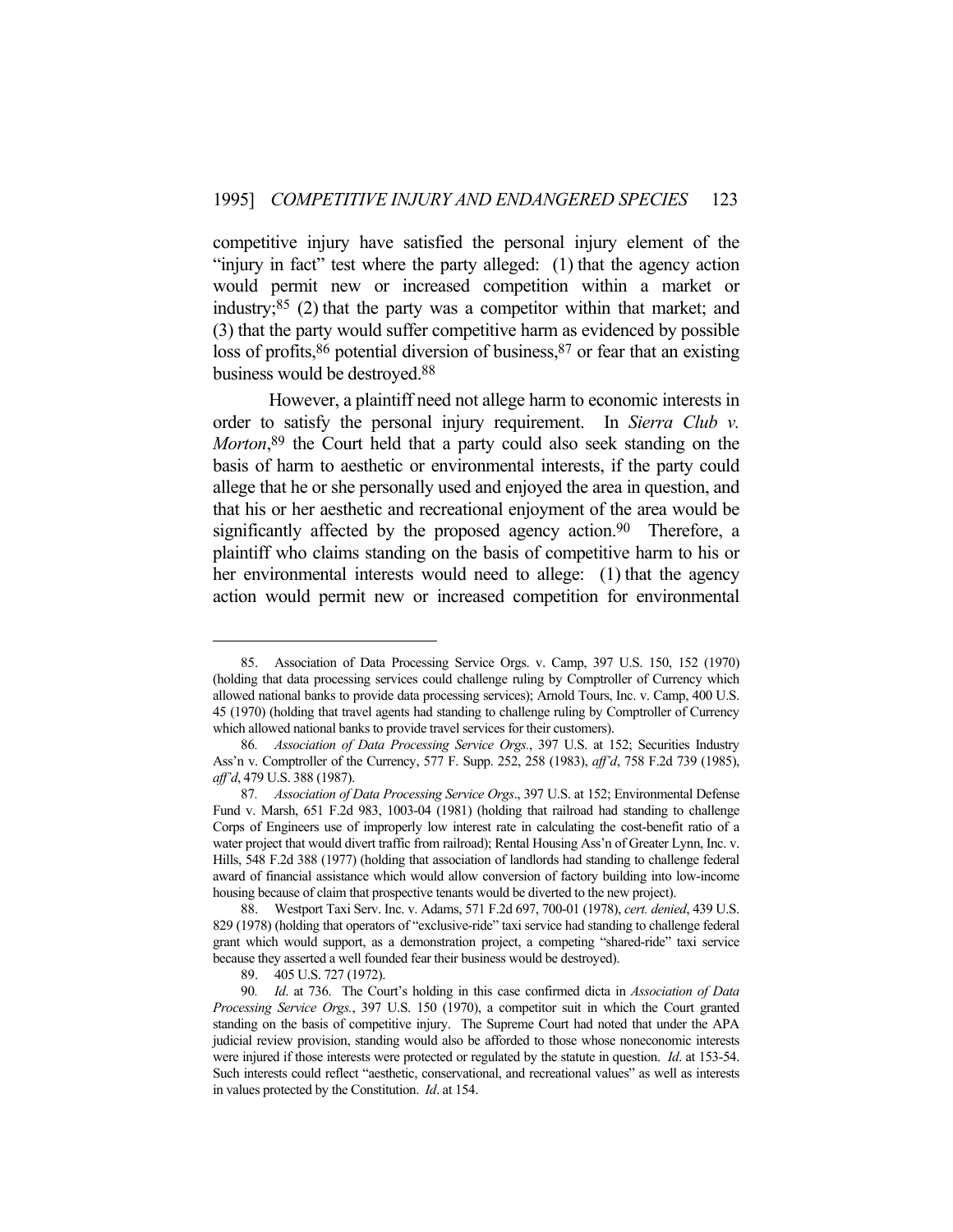competitive injury have satisfied the personal injury element of the "injury in fact" test where the party alleged: (1) that the agency action would permit new or increased competition within a market or industry;[85] (2) that the party was a competitor within that market; and (3) that the party would suffer competitive harm as evidenced by possible loss of profits,[86] potential diversion of business,[87] or fear that an existing business would be destroyed.[88]

However, a plaintiff need not allege harm to economic interests in order to satisfy the personal injury requirement. In *Sierra Club v. Morton*,[89] the Court held that a party could also seek standing on the basis of harm to aesthetic or environmental interests, if the party could allege that he or she personally used and enjoyed the area in question, and that his or her aesthetic and recreational enjoyment of the area would be significantly affected by the proposed agency action.[90] Therefore, a plaintiff who claims standing on the basis of competitive harm to his or her environmental interests would need to allege: (1) that the agency action would permit new or increased competition for environmental

---

85. Association of Data Processing Service Orgs. v. Camp, 397 U.S. 150, 152 (1970) (holding that data processing services could challenge ruling by Comptroller of Currency which allowed national banks to provide data processing services); Arnold Tours, Inc. v. Camp, 400 U.S. 45 (1970) (holding that travel agents had standing to challenge ruling by Comptroller of Currency which allowed national banks to provide travel services for their customers).

86. *Association of Data Processing Service Orgs.*, 397 U.S. at 152; Securities Industry Ass'n v. Comptroller of the Currency, 577 F. Supp. 252, 258 (1983), *aff'd*, 758 F.2d 739 (1985), *aff'd*, 479 U.S. 388 (1987).

87. *Association of Data Processing Service Orgs*., 397 U.S. at 152; Environmental Defense Fund v. Marsh, 651 F.2d 983, 1003-04 (1981) (holding that railroad had standing to challenge Corps of Engineers use of improperly low interest rate in calculating the cost-benefit ratio of a water project that would divert traffic from railroad); Rental Housing Ass'n of Greater Lynn, Inc. v. Hills, 548 F.2d 388 (1977) (holding that association of landlords had standing to challenge federal award of financial assistance which would allow conversion of factory building into low-income housing because of claim that prospective tenants would be diverted to the new project).

88. Westport Taxi Serv. Inc. v. Adams, 571 F.2d 697, 700-01 (1978), *cert. denied*, 439 U.S. 829 (1978) (holding that operators of "exclusive-ride" taxi service had standing to challenge federal grant which would support, as a demonstration project, a competing "shared-ride" taxi service because they asserted a well founded fear their business would be destroyed).

89. 405 U.S. 727 (1972).

90. *Id*. at 736. The Court's holding in this case confirmed dicta in *Association of Data Processing Service Orgs.*, 397 U.S. 150 (1970), a competitor suit in which the Court granted standing on the basis of competitive injury. The Supreme Court had noted that under the APA judicial review provision, standing would also be afforded to those whose noneconomic interests were injured if those interests were protected or regulated by the statute in question. *Id*. at 153-54. Such interests could reflect "aesthetic, conservational, and recreational values" as well as interests in values protected by the Constitution. *Id*. at 154.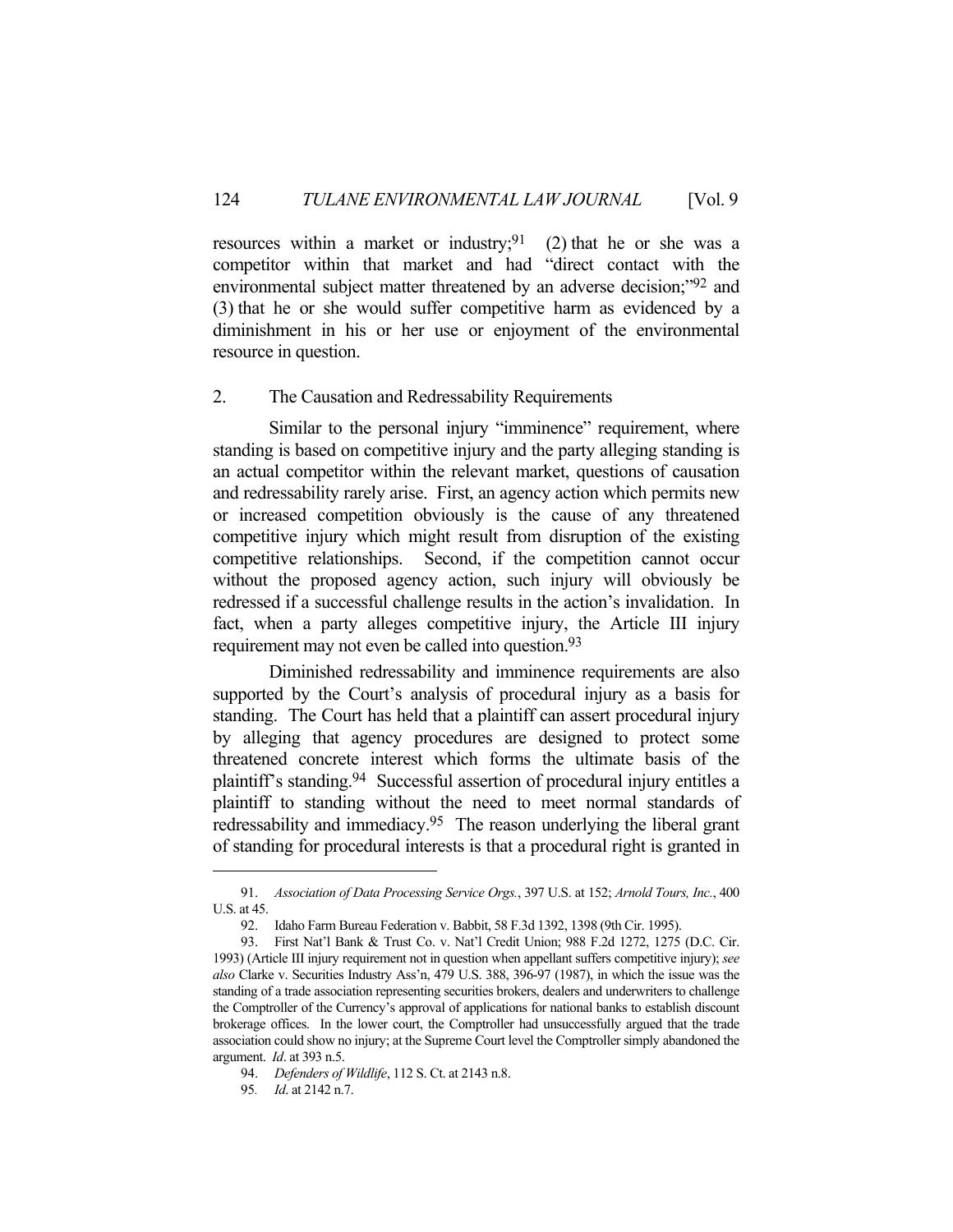resources within a market or industry;[91] (2) that he or she was a competitor within that market and had "direct contact with the environmental subject matter threatened by an adverse decision;"[92] and (3) that he or she would suffer competitive harm as evidenced by a diminishment in his or her use or enjoyment of the environmental resource in question.

### 2. The Causation and Redressability Requirements

Similar to the personal injury "imminence" requirement, where standing is based on competitive injury and the party alleging standing is an actual competitor within the relevant market, questions of causation and redressability rarely arise. First, an agency action which permits new or increased competition obviously is the cause of any threatened competitive injury which might result from disruption of the existing competitive relationships. Second, if the competition cannot occur without the proposed agency action, such injury will obviously be redressed if a successful challenge results in the action's invalidation. In fact, when a party alleges competitive injury, the Article III injury requirement may not even be called into question.[93]

Diminished redressability and imminence requirements are also supported by the Court's analysis of procedural injury as a basis for standing. The Court has held that a plaintiff can assert procedural injury by alleging that agency procedures are designed to protect some threatened concrete interest which forms the ultimate basis of the plaintiff's standing.[94] Successful assertion of procedural injury entitles a plaintiff to standing without the need to meet normal standards of redressability and immediacy.[95] The reason underlying the liberal grant of standing for procedural interests is that a procedural right is granted in

---

91. *Association of Data Processing Service Orgs.*, 397 U.S. at 152; *Arnold Tours, Inc.*, 400 U.S. at 45.

92. Idaho Farm Bureau Federation v. Babbit, 58 F.3d 1392, 1398 (9th Cir. 1995).

93. First Nat'l Bank & Trust Co. v. Nat'l Credit Union; 988 F.2d 1272, 1275 (D.C. Cir. 1993) (Article III injury requirement not in question when appellant suffers competitive injury); *see also* Clarke v. Securities Industry Ass'n, 479 U.S. 388, 396-97 (1987), in which the issue was the standing of a trade association representing securities brokers, dealers and underwriters to challenge the Comptroller of the Currency's approval of applications for national banks to establish discount brokerage offices. In the lower court, the Comptroller had unsuccessfully argued that the trade association could show no injury; at the Supreme Court level the Comptroller simply abandoned the argument. *Id*. at 393 n.5.

94. *Defenders of Wildlife*, 112 S. Ct. at 2143 n.8.

95. *Id*. at 2142 n.7.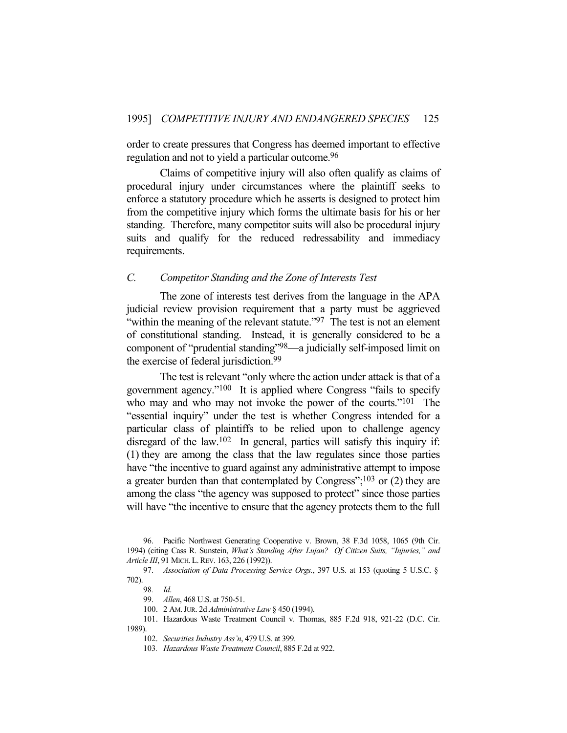order to create pressures that Congress has deemed important to effective regulation and not to yield a particular outcome.[96]

Claims of competitive injury will also often qualify as claims of procedural injury under circumstances where the plaintiff seeks to enforce a statutory procedure which he asserts is designed to protect him from the competitive injury which forms the ultimate basis for his or her standing. Therefore, many competitor suits will also be procedural injury suits and qualify for the reduced redressability and immediacy requirements.

### *C. Competitor Standing and the Zone of Interests Test*

The zone of interests test derives from the language in the APA judicial review provision requirement that a party must be aggrieved "within the meaning of the relevant statute."[97] The test is not an element of constitutional standing. Instead, it is generally considered to be a component of "prudential standing"[98]—a judicially self-imposed limit on the exercise of federal jurisdiction.[99]

The test is relevant "only where the action under attack is that of a government agency."[100] It is applied where Congress "fails to specify who may and who may not invoke the power of the courts."[101] The "essential inquiry" under the test is whether Congress intended for a particular class of plaintiffs to be relied upon to challenge agency disregard of the law.[102] In general, parties will satisfy this inquiry if: (1) they are among the class that the law regulates since those parties have "the incentive to guard against any administrative attempt to impose a greater burden than that contemplated by Congress";[103] or (2) they are among the class "the agency was supposed to protect" since those parties will have "the incentive to ensure that the agency protects them to the full

---

96. Pacific Northwest Generating Cooperative v. Brown, 38 F.3d 1058, 1065 (9th Cir. 1994) (citing Cass R. Sunstein, *What's Standing After Lujan? Of Citizen Suits, "Injuries," and Article III*, 91 MICH. L. REV. 163, 226 (1992)).

97. *Association of Data Processing Service Orgs.*, 397 U.S. at 153 (quoting 5 U.S.C. § 702).

98. *Id*.

99. *Allen*, 468 U.S. at 750-51.

100. 2 AM. JUR. 2d *Administrative Law* § 450 (1994).

101. Hazardous Waste Treatment Council v. Thomas, 885 F.2d 918, 921-22 (D.C. Cir. 1989).

102. *Securities Industry Ass'n*, 479 U.S. at 399.

103. *Hazardous Waste Treatment Council*, 885 F.2d at 922.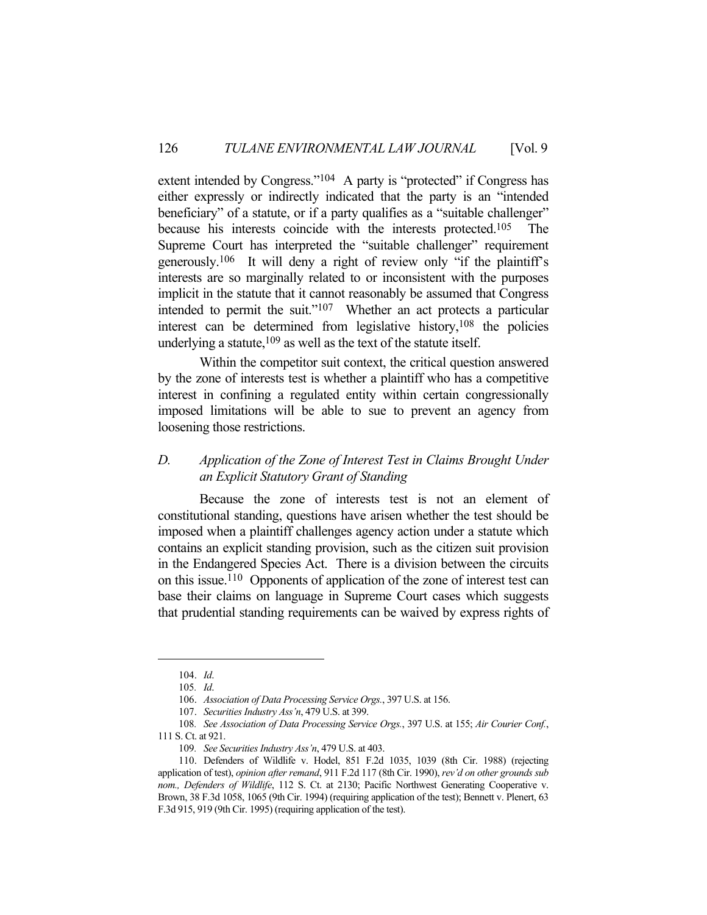extent intended by Congress."[104] A party is "protected" if Congress has either expressly or indirectly indicated that the party is an "intended beneficiary" of a statute, or if a party qualifies as a "suitable challenger" because his interests coincide with the interests protected.[105] The Supreme Court has interpreted the "suitable challenger" requirement generously.[106] It will deny a right of review only "if the plaintiff's interests are so marginally related to or inconsistent with the purposes implicit in the statute that it cannot reasonably be assumed that Congress intended to permit the suit."[107] Whether an act protects a particular interest can be determined from legislative history,[108] the policies underlying a statute,[109] as well as the text of the statute itself.

Within the competitor suit context, the critical question answered by the zone of interests test is whether a plaintiff who has a competitive interest in confining a regulated entity within certain congressionally imposed limitations will be able to sue to prevent an agency from loosening those restrictions.

### *D. Application of the Zone of Interest Test in Claims Brought Under an Explicit Statutory Grant of Standing*

Because the zone of interests test is not an element of constitutional standing, questions have arisen whether the test should be imposed when a plaintiff challenges agency action under a statute which contains an explicit standing provision, such as the citizen suit provision in the Endangered Species Act. There is a division between the circuits on this issue.[110] Opponents of application of the zone of interest test can base their claims on language in Supreme Court cases which suggests that prudential standing requirements can be waived by express rights of

---

104. *Id.*

105. *Id.*

106. *Association of Data Processing Service Orgs.*, 397 U.S. at 156.

107. *Securities Industry Ass'n*, 479 U.S. at 399.

108. *See Association of Data Processing Service Orgs.*, 397 U.S. at 155; *Air Courier Conf.*, 111 S. Ct. at 921.

109. *See Securities Industry Ass'n*, 479 U.S. at 403.

110. Defenders of Wildlife v. Hodel, 851 F.2d 1035, 1039 (8th Cir. 1988) (rejecting application of test), *opinion after remand*, 911 F.2d 117 (8th Cir. 1990), *rev'd on other grounds sub nom., Defenders of Wildlife*, 112 S. Ct. at 2130; Pacific Northwest Generating Cooperative v. Brown, 38 F.3d 1058, 1065 (9th Cir. 1994) (requiring application of the test); Bennett v. Plenert, 63 F.3d 915, 919 (9th Cir. 1995) (requiring application of the test).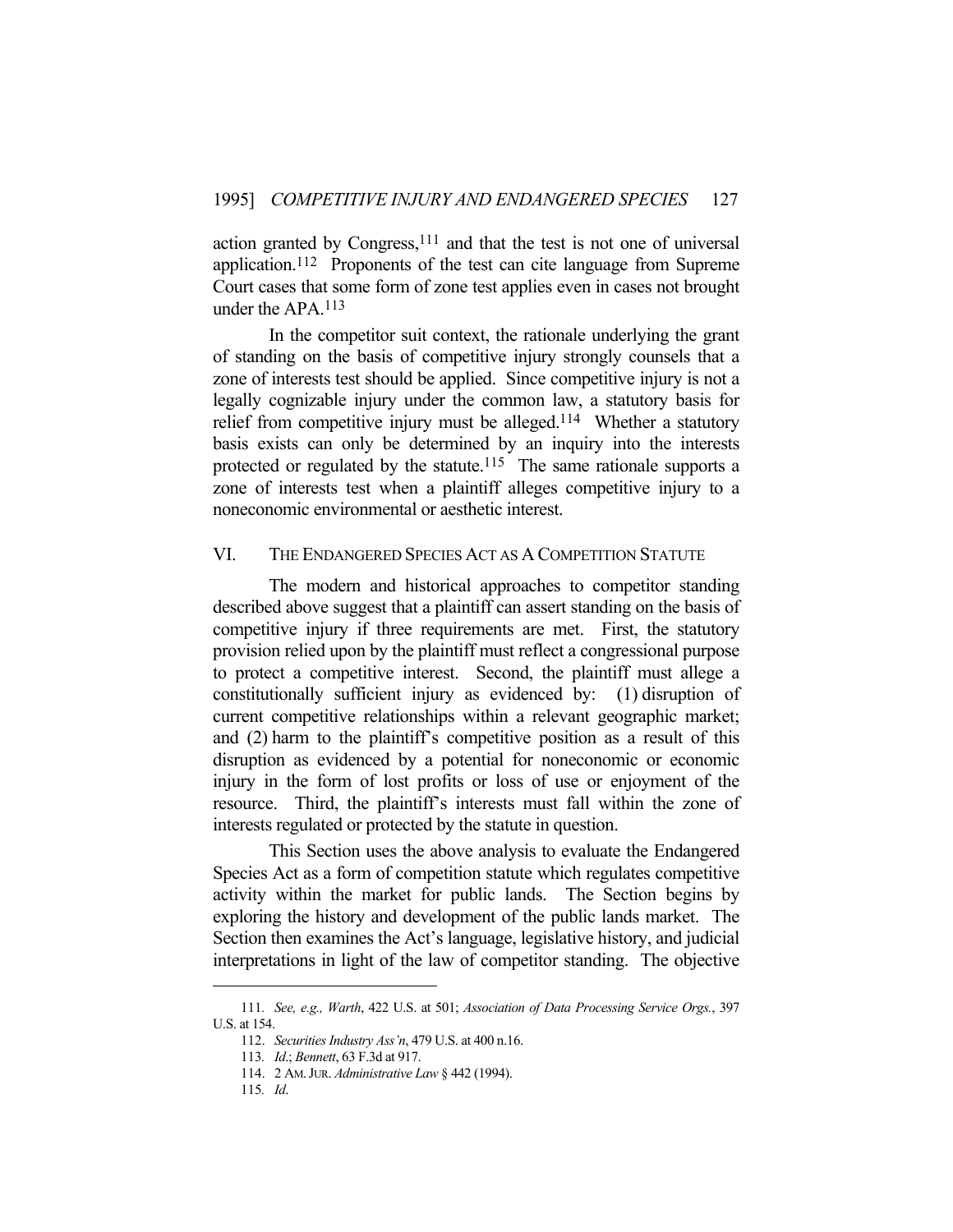action granted by Congress,[111] and that the test is not one of universal application.[112] Proponents of the test can cite language from Supreme Court cases that some form of zone test applies even in cases not brought under the APA.[113]

In the competitor suit context, the rationale underlying the grant of standing on the basis of competitive injury strongly counsels that a zone of interests test should be applied. Since competitive injury is not a legally cognizable injury under the common law, a statutory basis for relief from competitive injury must be alleged.[114] Whether a statutory basis exists can only be determined by an inquiry into the interests protected or regulated by the statute.[115] The same rationale supports a zone of interests test when a plaintiff alleges competitive injury to a noneconomic environmental or aesthetic interest.

## VI. THE ENDANGERED SPECIES ACT AS A COMPETITION STATUTE

The modern and historical approaches to competitor standing described above suggest that a plaintiff can assert standing on the basis of competitive injury if three requirements are met. First, the statutory provision relied upon by the plaintiff must reflect a congressional purpose to protect a competitive interest. Second, the plaintiff must allege a constitutionally sufficient injury as evidenced by: (1) disruption of current competitive relationships within a relevant geographic market; and (2) harm to the plaintiff's competitive position as a result of this disruption as evidenced by a potential for noneconomic or economic injury in the form of lost profits or loss of use or enjoyment of the resource. Third, the plaintiff's interests must fall within the zone of interests regulated or protected by the statute in question.

This Section uses the above analysis to evaluate the Endangered Species Act as a form of competition statute which regulates competitive activity within the market for public lands. The Section begins by exploring the history and development of the public lands market. The Section then examines the Act's language, legislative history, and judicial interpretations in light of the law of competitor standing. The objective

---

111. *See, e.g., Warth*, 422 U.S. at 501; *Association of Data Processing Service Orgs.*, 397 U.S. at 154.

112. *Securities Industry Ass'n*, 479 U.S. at 400 n.16.

113. *Id.*; *Bennett*, 63 F.3d at 917.

114. 2 AM. JUR. *Administrative Law* § 442 (1994).

115. *Id*.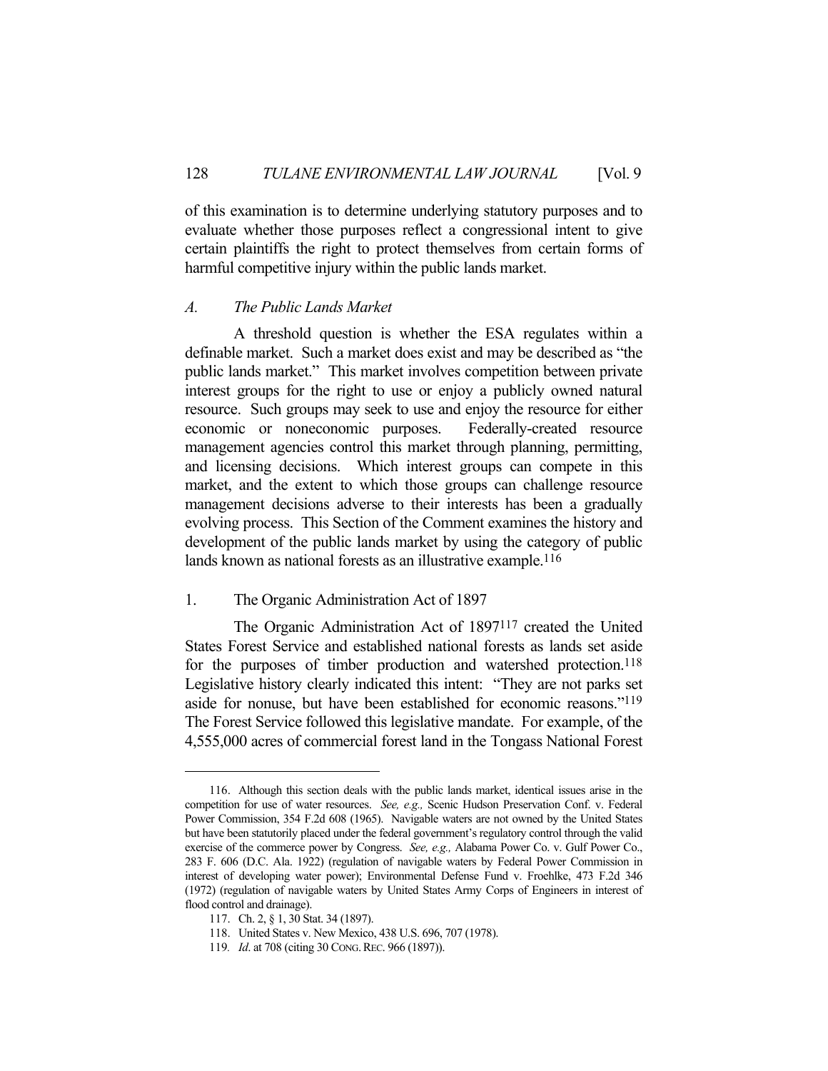of this examination is to determine underlying statutory purposes and to evaluate whether those purposes reflect a congressional intent to give certain plaintiffs the right to protect themselves from certain forms of harmful competitive injury within the public lands market.

### *A. The Public Lands Market*

A threshold question is whether the ESA regulates within a definable market. Such a market does exist and may be described as "the public lands market." This market involves competition between private interest groups for the right to use or enjoy a publicly owned natural resource. Such groups may seek to use and enjoy the resource for either economic or noneconomic purposes. Federally-created resource management agencies control this market through planning, permitting, and licensing decisions. Which interest groups can compete in this market, and the extent to which those groups can challenge resource management decisions adverse to their interests has been a gradually evolving process. This Section of the Comment examines the history and development of the public lands market by using the category of public lands known as national forests as an illustrative example.[116]

#### 1. The Organic Administration Act of 1897

The Organic Administration Act of 1897[117] created the United States Forest Service and established national forests as lands set aside for the purposes of timber production and watershed protection.[118] Legislative history clearly indicated this intent: "They are not parks set aside for nonuse, but have been established for economic reasons."[119] The Forest Service followed this legislative mandate. For example, of the 4,555,000 acres of commercial forest land in the Tongass National Forest

---

116. Although this section deals with the public lands market, identical issues arise in the competition for use of water resources. *See, e.g.,* Scenic Hudson Preservation Conf. v. Federal Power Commission, 354 F.2d 608 (1965). Navigable waters are not owned by the United States but have been statutorily placed under the federal government's regulatory control through the valid exercise of the commerce power by Congress. *See, e.g.,* Alabama Power Co. v. Gulf Power Co., 283 F. 606 (D.C. Ala. 1922) (regulation of navigable waters by Federal Power Commission in interest of developing water power); Environmental Defense Fund v. Froehlke, 473 F.2d 346 (1972) (regulation of navigable waters by United States Army Corps of Engineers in interest of flood control and drainage).

117. Ch. 2, § 1, 30 Stat. 34 (1897).

118. United States v. New Mexico, 438 U.S. 696, 707 (1978).

119. *Id.* at 708 (citing 30 CONG. REC. 966 (1897)).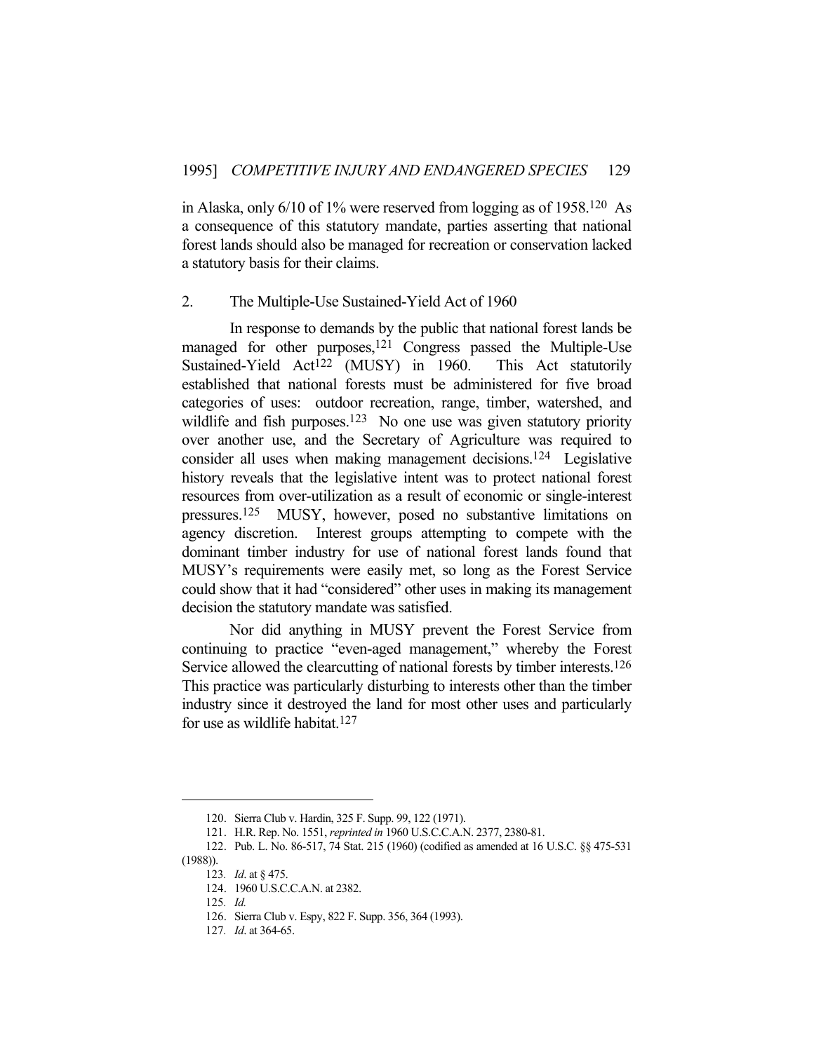in Alaska, only 6/10 of 1% were reserved from logging as of 1958.[120] As a consequence of this statutory mandate, parties asserting that national forest lands should also be managed for recreation or conservation lacked a statutory basis for their claims.

### 2. The Multiple-Use Sustained-Yield Act of 1960

In response to demands by the public that national forest lands be managed for other purposes,[121] Congress passed the Multiple-Use Sustained-Yield Act[122] (MUSY) in 1960. This Act statutorily established that national forests must be administered for five broad categories of uses: outdoor recreation, range, timber, watershed, and wildlife and fish purposes.[123] No one use was given statutory priority over another use, and the Secretary of Agriculture was required to consider all uses when making management decisions.[124] Legislative history reveals that the legislative intent was to protect national forest resources from over-utilization as a result of economic or single-interest pressures.[125] MUSY, however, posed no substantive limitations on agency discretion. Interest groups attempting to compete with the dominant timber industry for use of national forest lands found that MUSY's requirements were easily met, so long as the Forest Service could show that it had "considered" other uses in making its management decision the statutory mandate was satisfied.

Nor did anything in MUSY prevent the Forest Service from continuing to practice "even-aged management," whereby the Forest Service allowed the clearcutting of national forests by timber interests.[126] This practice was particularly disturbing to interests other than the timber industry since it destroyed the land for most other uses and particularly for use as wildlife habitat.[127]

---

120. Sierra Club v. Hardin, 325 F. Supp. 99, 122 (1971).

121. H.R. Rep. No. 1551, *reprinted in* 1960 U.S.C.C.A.N. 2377, 2380-81.

122. Pub. L. No. 86-517, 74 Stat. 215 (1960) (codified as amended at 16 U.S.C. §§ 475-531 (1988)).

123. *Id*. at § 475.

124. 1960 U.S.C.C.A.N. at 2382.

125. *Id.*

126. Sierra Club v. Espy, 822 F. Supp. 356, 364 (1993).

127. *Id*. at 364-65.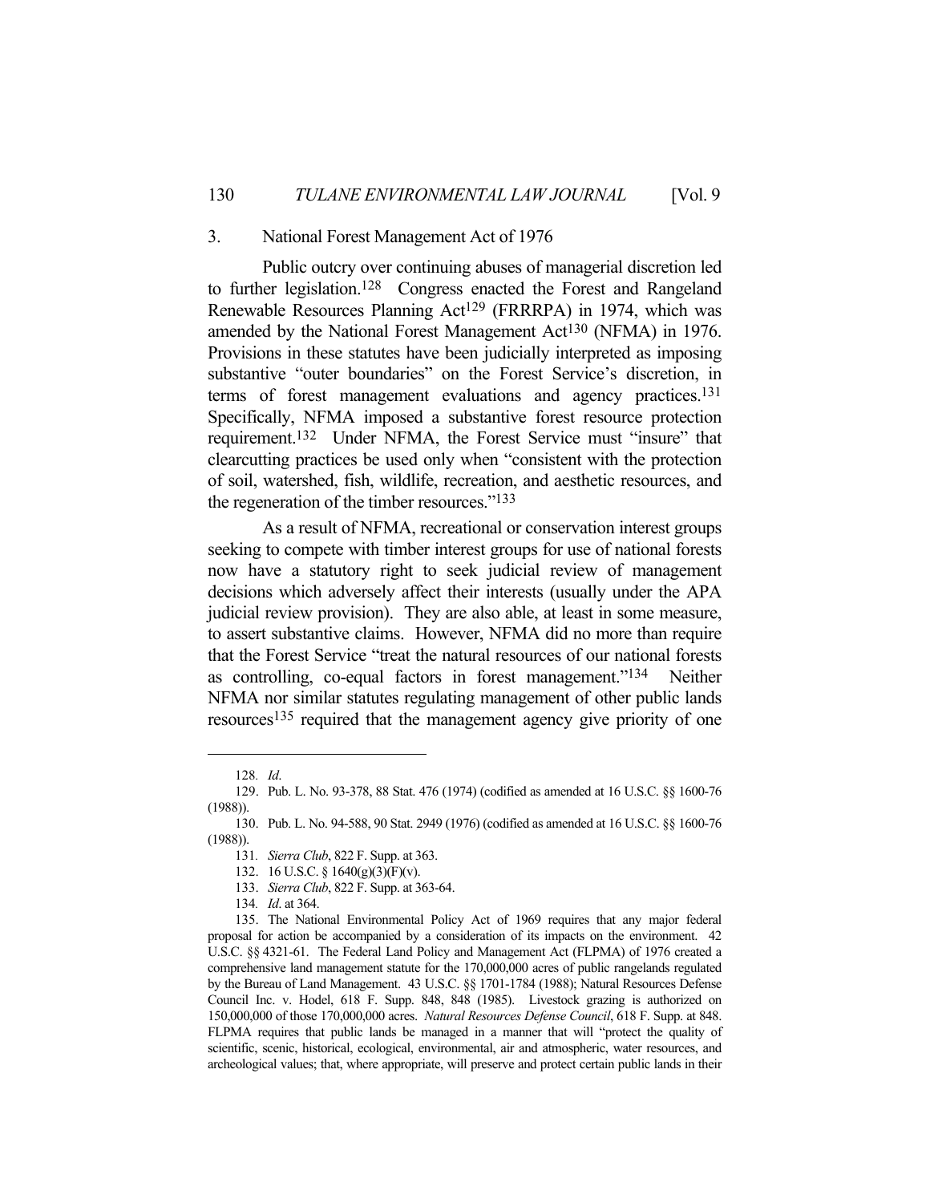### 3. National Forest Management Act of 1976

Public outcry over continuing abuses of managerial discretion led to further legislation.[128] Congress enacted the Forest and Rangeland Renewable Resources Planning Act[129] (FRRRPA) in 1974, which was amended by the National Forest Management Act[130] (NFMA) in 1976. Provisions in these statutes have been judicially interpreted as imposing substantive "outer boundaries" on the Forest Service's discretion, in terms of forest management evaluations and agency practices.[131] Specifically, NFMA imposed a substantive forest resource protection requirement.[132] Under NFMA, the Forest Service must "insure" that clearcutting practices be used only when "consistent with the protection of soil, watershed, fish, wildlife, recreation, and aesthetic resources, and the regeneration of the timber resources."[133]

As a result of NFMA, recreational or conservation interest groups seeking to compete with timber interest groups for use of national forests now have a statutory right to seek judicial review of management decisions which adversely affect their interests (usually under the APA judicial review provision). They are also able, at least in some measure, to assert substantive claims. However, NFMA did no more than require that the Forest Service "treat the natural resources of our national forests as controlling, co-equal factors in forest management."[134] Neither NFMA nor similar statutes regulating management of other public lands resources[135] required that the management agency give priority of one

---

128. *Id.*

129. Pub. L. No. 93-378, 88 Stat. 476 (1974) (codified as amended at 16 U.S.C. §§ 1600-76 (1988)).

130. Pub. L. No. 94-588, 90 Stat. 2949 (1976) (codified as amended at 16 U.S.C. §§ 1600-76 (1988)).

131. *Sierra Club*, 822 F. Supp. at 363.

132. 16 U.S.C. § 1640(g)(3)(F)(v).

133. *Sierra Club*, 822 F. Supp. at 363-64.

134. *Id.* at 364.

135. The National Environmental Policy Act of 1969 requires that any major federal proposal for action be accompanied by a consideration of its impacts on the environment. 42 U.S.C. §§ 4321-61. The Federal Land Policy and Management Act (FLPMA) of 1976 created a comprehensive land management statute for the 170,000,000 acres of public rangelands regulated by the Bureau of Land Management. 43 U.S.C. §§ 1701-1784 (1988); Natural Resources Defense Council Inc. v. Hodel, 618 F. Supp. 848, 848 (1985). Livestock grazing is authorized on 150,000,000 of those 170,000,000 acres. *Natural Resources Defense Council*, 618 F. Supp. at 848. FLPMA requires that public lands be managed in a manner that will "protect the quality of scientific, scenic, historical, ecological, environmental, air and atmospheric, water resources, and archeological values; that, where appropriate, will preserve and protect certain public lands in their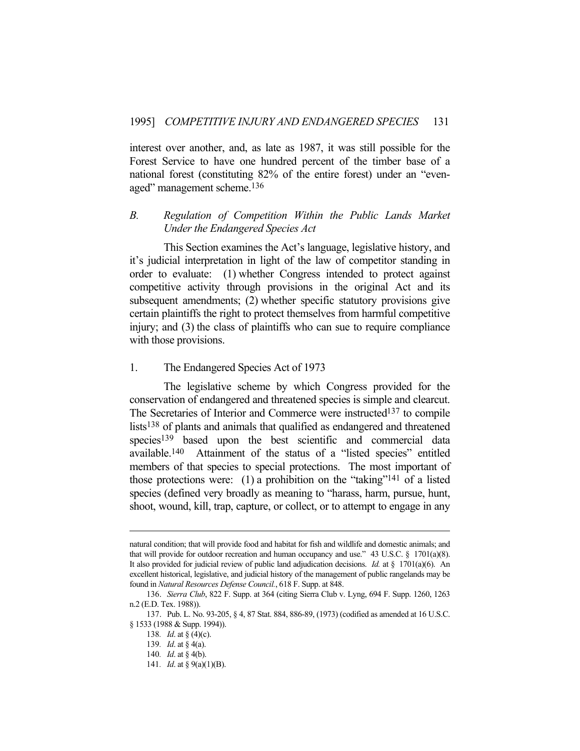interest over another, and, as late as 1987, it was still possible for the Forest Service to have one hundred percent of the timber base of a national forest (constituting 82% of the entire forest) under an "even-aged" management scheme.[136]

### *B. Regulation of Competition Within the Public Lands Market Under the Endangered Species Act*

This Section examines the Act's language, legislative history, and it's judicial interpretation in light of the law of competitor standing in order to evaluate: (1) whether Congress intended to protect against competitive activity through provisions in the original Act and its subsequent amendments; (2) whether specific statutory provisions give certain plaintiffs the right to protect themselves from harmful competitive injury; and (3) the class of plaintiffs who can sue to require compliance with those provisions.

#### 1. The Endangered Species Act of 1973

The legislative scheme by which Congress provided for the conservation of endangered and threatened species is simple and clearcut. The Secretaries of Interior and Commerce were instructed[137] to compile lists[138] of plants and animals that qualified as endangered and threatened species[139] based upon the best scientific and commercial data available.[140] Attainment of the status of a "listed species" entitled members of that species to special protections. The most important of those protections were: (1) a prohibition on the "taking"[141] of a listed species (defined very broadly as meaning to "harass, harm, pursue, hunt, shoot, wound, kill, trap, capture, or collect, or to attempt to engage in any

---

natural condition; that will provide food and habitat for fish and wildlife and domestic animals; and that will provide for outdoor recreation and human occupancy and use." 43 U.S.C. § 1701(a)(8). It also provided for judicial review of public land adjudication decisions. *Id.* at § 1701(a)(6). An excellent historical, legislative, and judicial history of the management of public rangelands may be found in *Natural Resources Defense Council.*, 618 F. Supp. at 848.

136. *Sierra Club*, 822 F. Supp. at 364 (citing Sierra Club v. Lyng, 694 F. Supp. 1260, 1263 n.2 (E.D. Tex. 1988)).

137. Pub. L. No. 93-205, § 4, 87 Stat. 884, 886-89, (1973) (codified as amended at 16 U.S.C. § 1533 (1988 & Supp. 1994)).

138. *Id*. at § (4)(c).

139. *Id*. at § 4(a).

140. *Id*. at § 4(b).

141. *Id*. at § 9(a)(1)(B).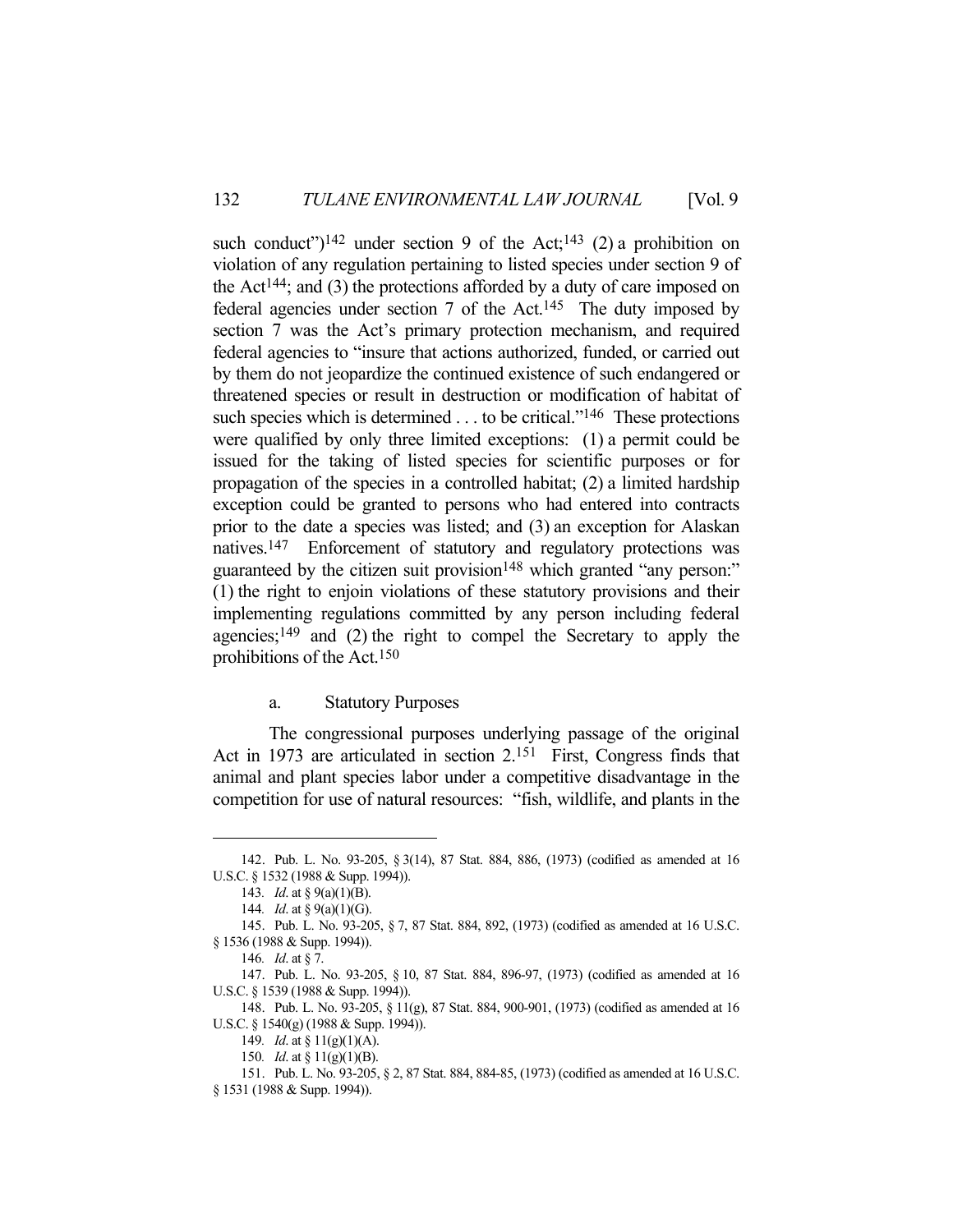such conduct")[142] under section 9 of the Act;[143] (2) a prohibition on violation of any regulation pertaining to listed species under section 9 of the Act[144]; and (3) the protections afforded by a duty of care imposed on federal agencies under section 7 of the Act.[145] The duty imposed by section 7 was the Act's primary protection mechanism, and required federal agencies to "insure that actions authorized, funded, or carried out by them do not jeopardize the continued existence of such endangered or threatened species or result in destruction or modification of habitat of such species which is determined . . . to be critical."[146] These protections were qualified by only three limited exceptions: (1) a permit could be issued for the taking of listed species for scientific purposes or for propagation of the species in a controlled habitat; (2) a limited hardship exception could be granted to persons who had entered into contracts prior to the date a species was listed; and (3) an exception for Alaskan natives.[147] Enforcement of statutory and regulatory protections was guaranteed by the citizen suit provision[148] which granted "any person:" (1) the right to enjoin violations of these statutory provisions and their implementing regulations committed by any person including federal agencies;[149] and (2) the right to compel the Secretary to apply the prohibitions of the Act.[150]

a. Statutory Purposes

The congressional purposes underlying passage of the original Act in 1973 are articulated in section 2.[151] First, Congress finds that animal and plant species labor under a competitive disadvantage in the competition for use of natural resources: "fish, wildlife, and plants in the

---

142. Pub. L. No. 93-205, § 3(14), 87 Stat. 884, 886, (1973) (codified as amended at 16 U.S.C. § 1532 (1988 & Supp. 1994)).

143. *Id.* at § 9(a)(1)(B).

144. *Id.* at § 9(a)(1)(G).

145. Pub. L. No. 93-205, § 7, 87 Stat. 884, 892, (1973) (codified as amended at 16 U.S.C. § 1536 (1988 & Supp. 1994)).

146. *Id.* at § 7.

147. Pub. L. No. 93-205, § 10, 87 Stat. 884, 896-97, (1973) (codified as amended at 16 U.S.C. § 1539 (1988 & Supp. 1994)).

148. Pub. L. No. 93-205, § 11(g), 87 Stat. 884, 900-901, (1973) (codified as amended at 16 U.S.C. § 1540(g) (1988 & Supp. 1994)).

149. *Id.* at § 11(g)(1)(A).

150. *Id.* at § 11(g)(1)(B).

151. Pub. L. No. 93-205, § 2, 87 Stat. 884, 884-85, (1973) (codified as amended at 16 U.S.C. § 1531 (1988 & Supp. 1994)).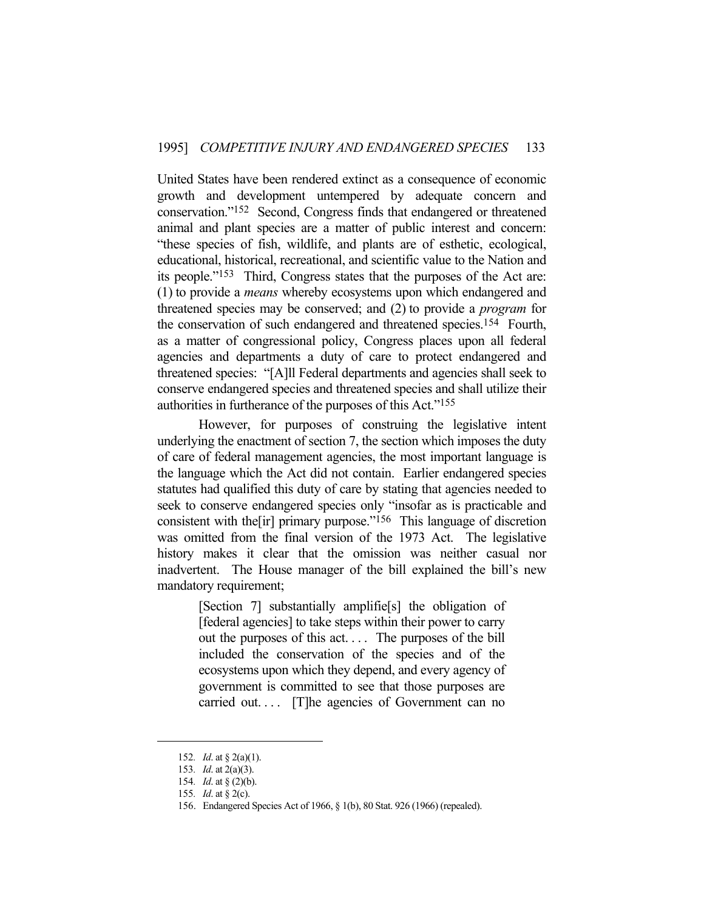United States have been rendered extinct as a consequence of economic growth and development untempered by adequate concern and conservation."[152] Second, Congress finds that endangered or threatened animal and plant species are a matter of public interest and concern: "these species of fish, wildlife, and plants are of esthetic, ecological, educational, historical, recreational, and scientific value to the Nation and its people."[153] Third, Congress states that the purposes of the Act are: (1) to provide a *means* whereby ecosystems upon which endangered and threatened species may be conserved; and (2) to provide a *program* for the conservation of such endangered and threatened species.[154] Fourth, as a matter of congressional policy, Congress places upon all federal agencies and departments a duty of care to protect endangered and threatened species: "[A]ll Federal departments and agencies shall seek to conserve endangered species and threatened species and shall utilize their authorities in furtherance of the purposes of this Act."[155]

However, for purposes of construing the legislative intent underlying the enactment of section 7, the section which imposes the duty of care of federal management agencies, the most important language is the language which the Act did not contain. Earlier endangered species statutes had qualified this duty of care by stating that agencies needed to seek to conserve endangered species only "insofar as is practicable and consistent with the[ir] primary purpose."[156] This language of discretion was omitted from the final version of the 1973 Act. The legislative history makes it clear that the omission was neither casual nor inadvertent. The House manager of the bill explained the bill's new mandatory requirement;

> [Section 7] substantially amplifie[s] the obligation of [federal agencies] to take steps within their power to carry out the purposes of this act. . . . The purposes of the bill included the conservation of the species and of the ecosystems upon which they depend, and every agency of government is committed to see that those purposes are carried out. . . . [T]he agencies of Government can no

---

152. *Id*. at § 2(a)(1).

153. *Id*. at 2(a)(3).

154. *Id*. at § (2)(b).

155. *Id*. at § 2(c).

156. Endangered Species Act of 1966, § 1(b), 80 Stat. 926 (1966) (repealed).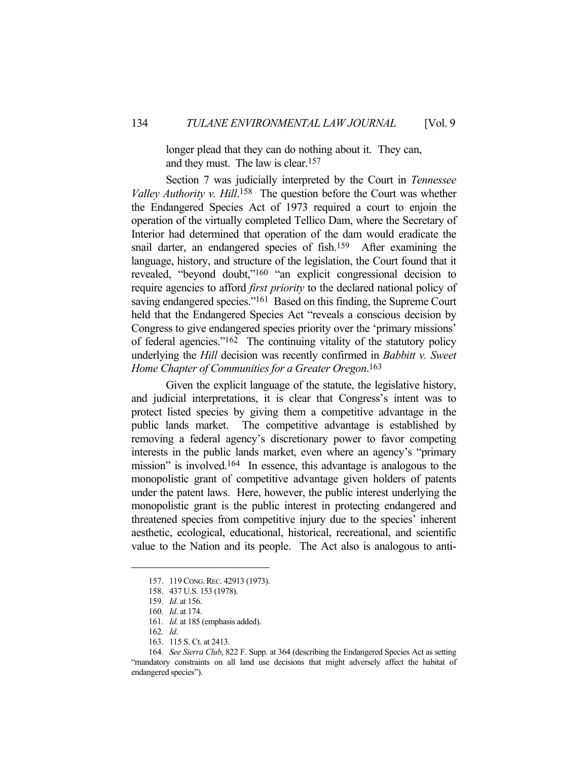> longer plead that they can do nothing about it. They can, and they must. The law is clear.[157]

Section 7 was judicially interpreted by the Court in *Tennessee Valley Authority v. Hill*.[158] The question before the Court was whether the Endangered Species Act of 1973 required a court to enjoin the operation of the virtually completed Tellico Dam, where the Secretary of Interior had determined that operation of the dam would eradicate the snail darter, an endangered species of fish.[159] After examining the language, history, and structure of the legislation, the Court found that it revealed, "beyond doubt,"[160] "an explicit congressional decision to require agencies to afford *first priority* to the declared national policy of saving endangered species."[161] Based on this finding, the Supreme Court held that the Endangered Species Act "reveals a conscious decision by Congress to give endangered species priority over the 'primary missions' of federal agencies."[162] The continuing vitality of the statutory policy underlying the *Hill* decision was recently confirmed in *Babbitt v. Sweet Home Chapter of Communities for a Greater Oregon*.[163]

Given the explicit language of the statute, the legislative history, and judicial interpretations, it is clear that Congress's intent was to protect listed species by giving them a competitive advantage in the public lands market. The competitive advantage is established by removing a federal agency's discretionary power to favor competing interests in the public lands market, even where an agency's "primary mission" is involved.[164] In essence, this advantage is analogous to the monopolistic grant of competitive advantage given holders of patents under the patent laws. Here, however, the public interest underlying the monopolistic grant is the public interest in protecting endangered and threatened species from competitive injury due to the species' inherent aesthetic, ecological, educational, historical, recreational, and scientific value to the Nation and its people. The Act also is analogous to anti-

---

157. 119 CONG. REC. 42913 (1973).

158. 437 U.S. 153 (1978).

159. *Id.* at 156.

160. *Id.* at 174.

161. *Id.* at 185 (emphasis added).

162. *Id.*

163. 115 S. Ct. at 2413.

164. *See Sierra Club*, 822 F. Supp. at 364 (describing the Endangered Species Act as setting "mandatory constraints on all land use decisions that might adversely affect the habitat of endangered species").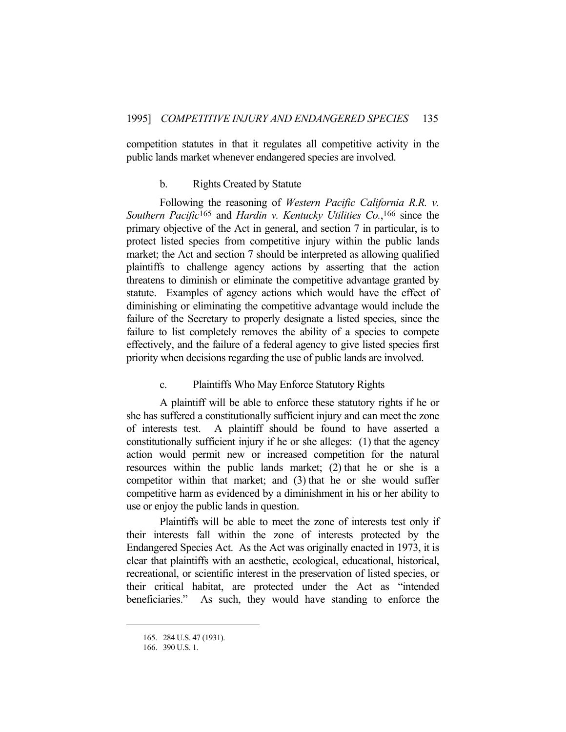competition statutes in that it regulates all competitive activity in the public lands market whenever endangered species are involved.

### b. Rights Created by Statute

Following the reasoning of *Western Pacific California R.R. v. Southern Pacific*[165] and *Hardin v. Kentucky Utilities Co.*,[166] since the primary objective of the Act in general, and section 7 in particular, is to protect listed species from competitive injury within the public lands market; the Act and section 7 should be interpreted as allowing qualified plaintiffs to challenge agency actions by asserting that the action threatens to diminish or eliminate the competitive advantage granted by statute. Examples of agency actions which would have the effect of diminishing or eliminating the competitive advantage would include the failure of the Secretary to properly designate a listed species, since the failure to list completely removes the ability of a species to compete effectively, and the failure of a federal agency to give listed species first priority when decisions regarding the use of public lands are involved.

### c. Plaintiffs Who May Enforce Statutory Rights

A plaintiff will be able to enforce these statutory rights if he or she has suffered a constitutionally sufficient injury and can meet the zone of interests test. A plaintiff should be found to have asserted a constitutionally sufficient injury if he or she alleges: (1) that the agency action would permit new or increased competition for the natural resources within the public lands market; (2) that he or she is a competitor within that market; and (3) that he or she would suffer competitive harm as evidenced by a diminishment in his or her ability to use or enjoy the public lands in question.

Plaintiffs will be able to meet the zone of interests test only if their interests fall within the zone of interests protected by the Endangered Species Act. As the Act was originally enacted in 1973, it is clear that plaintiffs with an aesthetic, ecological, educational, historical, recreational, or scientific interest in the preservation of listed species, or their critical habitat, are protected under the Act as "intended beneficiaries." As such, they would have standing to enforce the

---

165. 284 U.S. 47 (1931).

166. 390 U.S. 1.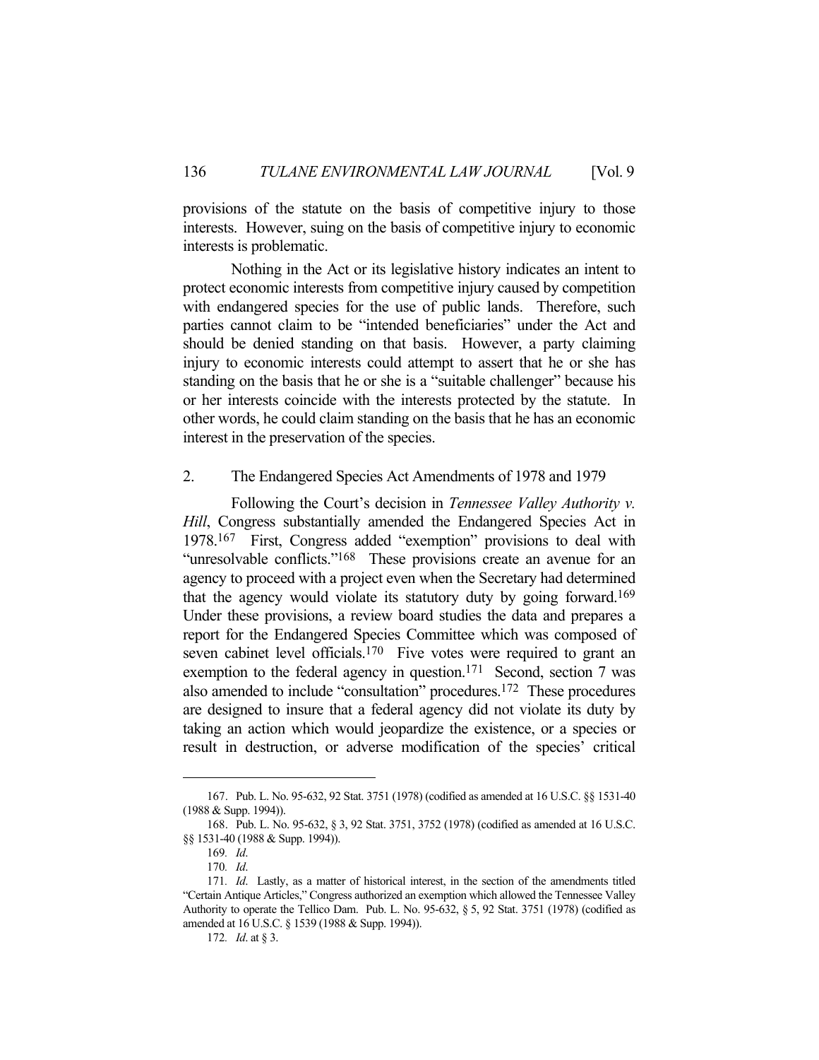provisions of the statute on the basis of competitive injury to those interests. However, suing on the basis of competitive injury to economic interests is problematic.

Nothing in the Act or its legislative history indicates an intent to protect economic interests from competitive injury caused by competition with endangered species for the use of public lands. Therefore, such parties cannot claim to be "intended beneficiaries" under the Act and should be denied standing on that basis. However, a party claiming injury to economic interests could attempt to assert that he or she has standing on the basis that he or she is a "suitable challenger" because his or her interests coincide with the interests protected by the statute. In other words, he could claim standing on the basis that he has an economic interest in the preservation of the species.

### 2. The Endangered Species Act Amendments of 1978 and 1979

Following the Court's decision in *Tennessee Valley Authority v. Hill*, Congress substantially amended the Endangered Species Act in 1978.[167] First, Congress added "exemption" provisions to deal with "unresolvable conflicts."[168] These provisions create an avenue for an agency to proceed with a project even when the Secretary had determined that the agency would violate its statutory duty by going forward.[169] Under these provisions, a review board studies the data and prepares a report for the Endangered Species Committee which was composed of seven cabinet level officials.[170] Five votes were required to grant an exemption to the federal agency in question.[171] Second, section 7 was also amended to include "consultation" procedures.[172] These procedures are designed to insure that a federal agency did not violate its duty by taking an action which would jeopardize the existence, or a species or result in destruction, or adverse modification of the species' critical

---

167. Pub. L. No. 95-632, 92 Stat. 3751 (1978) (codified as amended at 16 U.S.C. §§ 1531-40 (1988 & Supp. 1994)).

168. Pub. L. No. 95-632, § 3, 92 Stat. 3751, 3752 (1978) (codified as amended at 16 U.S.C. §§ 1531-40 (1988 & Supp. 1994)).

169. *Id.*

170. *Id.*

171. *Id.* Lastly, as a matter of historical interest, in the section of the amendments titled "Certain Antique Articles," Congress authorized an exemption which allowed the Tennessee Valley Authority to operate the Tellico Dam. Pub. L. No. 95-632, § 5, 92 Stat. 3751 (1978) (codified as amended at 16 U.S.C. § 1539 (1988 & Supp. 1994)).

172. *Id.* at § 3.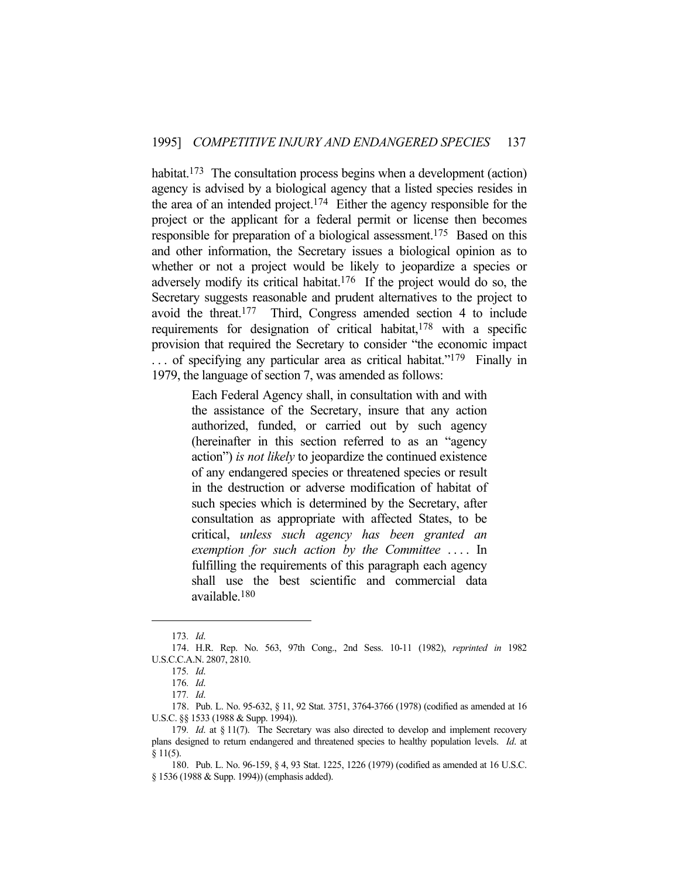habitat.[173] The consultation process begins when a development (action) agency is advised by a biological agency that a listed species resides in the area of an intended project.[174] Either the agency responsible for the project or the applicant for a federal permit or license then becomes responsible for preparation of a biological assessment.[175] Based on this and other information, the Secretary issues a biological opinion as to whether or not a project would be likely to jeopardize a species or adversely modify its critical habitat.[176] If the project would do so, the Secretary suggests reasonable and prudent alternatives to the project to avoid the threat.[177] Third, Congress amended section 4 to include requirements for designation of critical habitat,[178] with a specific provision that required the Secretary to consider "the economic impact . . . of specifying any particular area as critical habitat."[179] Finally in 1979, the language of section 7, was amended as follows:

> Each Federal Agency shall, in consultation with and with the assistance of the Secretary, insure that any action authorized, funded, or carried out by such agency (hereinafter in this section referred to as an "agency action") *is not likely* to jeopardize the continued existence of any endangered species or threatened species or result in the destruction or adverse modification of habitat of such species which is determined by the Secretary, after consultation as appropriate with affected States, to be critical, *unless such agency has been granted an exemption for such action by the Committee* . . . . In fulfilling the requirements of this paragraph each agency shall use the best scientific and commercial data available.[180]

---

173. *Id*.

174. H.R. Rep. No. 563, 97th Cong., 2nd Sess. 10-11 (1982), *reprinted in* 1982 U.S.C.C.A.N. 2807, 2810.

175. *Id*.

176. *Id*.

177. *Id*.

178. Pub. L. No. 95-632, § 11, 92 Stat. 3751, 3764-3766 (1978) (codified as amended at 16 U.S.C. §§ 1533 (1988 & Supp. 1994)).

179. *Id*. at § 11(7). The Secretary was also directed to develop and implement recovery plans designed to return endangered and threatened species to healthy population levels. *Id*. at § 11(5).

180. Pub. L. No. 96-159, § 4, 93 Stat. 1225, 1226 (1979) (codified as amended at 16 U.S.C. § 1536 (1988 & Supp. 1994)) (emphasis added).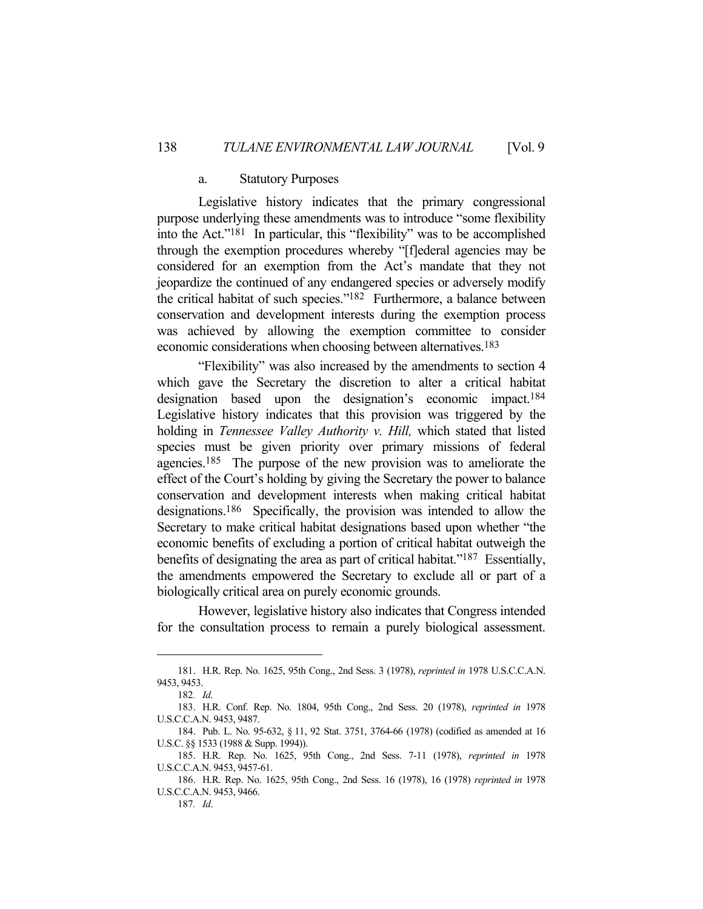#### a. Statutory Purposes

Legislative history indicates that the primary congressional purpose underlying these amendments was to introduce "some flexibility into the Act."[181] In particular, this "flexibility" was to be accomplished through the exemption procedures whereby "[f]ederal agencies may be considered for an exemption from the Act's mandate that they not jeopardize the continued of any endangered species or adversely modify the critical habitat of such species."[182] Furthermore, a balance between conservation and development interests during the exemption process was achieved by allowing the exemption committee to consider economic considerations when choosing between alternatives.[183]

"Flexibility" was also increased by the amendments to section 4 which gave the Secretary the discretion to alter a critical habitat designation based upon the designation's economic impact.[184] Legislative history indicates that this provision was triggered by the holding in *Tennessee Valley Authority v. Hill,* which stated that listed species must be given priority over primary missions of federal agencies.[185] The purpose of the new provision was to ameliorate the effect of the Court's holding by giving the Secretary the power to balance conservation and development interests when making critical habitat designations.[186] Specifically, the provision was intended to allow the Secretary to make critical habitat designations based upon whether "the economic benefits of excluding a portion of critical habitat outweigh the benefits of designating the area as part of critical habitat."[187] Essentially, the amendments empowered the Secretary to exclude all or part of a biologically critical area on purely economic grounds.

However, legislative history also indicates that Congress intended for the consultation process to remain a purely biological assessment.

---

181. H.R. Rep. No. 1625, 95th Cong., 2nd Sess. 3 (1978), *reprinted in* 1978 U.S.C.C.A.N. 9453, 9453.

182. *Id.*

183. H.R. Conf. Rep. No. 1804, 95th Cong., 2nd Sess. 20 (1978), *reprinted in* 1978 U.S.C.C.A.N. 9453, 9487.

184. Pub. L. No. 95-632, § 11, 92 Stat. 3751, 3764-66 (1978) (codified as amended at 16 U.S.C. §§ 1533 (1988 & Supp. 1994)).

185. H.R. Rep. No. 1625, 95th Cong., 2nd Sess. 7-11 (1978), *reprinted in* 1978 U.S.C.C.A.N. 9453, 9457-61.

186. H.R. Rep. No. 1625, 95th Cong., 2nd Sess. 16 (1978), 16 (1978) *reprinted in* 1978 U.S.C.C.A.N. 9453, 9466.

187. *Id.*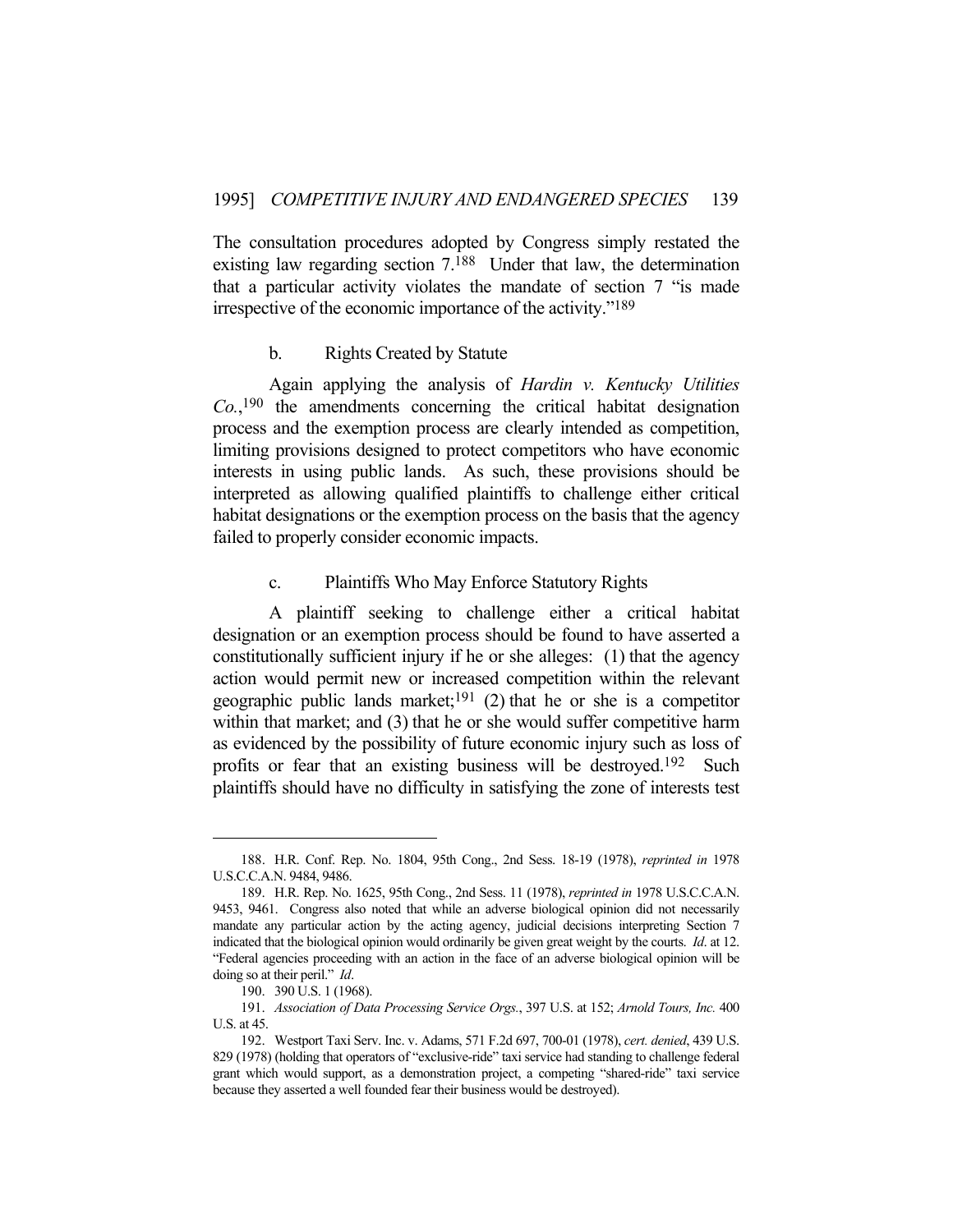The consultation procedures adopted by Congress simply restated the existing law regarding section 7.[188] Under that law, the determination that a particular activity violates the mandate of section 7 "is made irrespective of the economic importance of the activity."[189]

### b. Rights Created by Statute

Again applying the analysis of *Hardin v. Kentucky Utilities Co.*,[190] the amendments concerning the critical habitat designation process and the exemption process are clearly intended as competition, limiting provisions designed to protect competitors who have economic interests in using public lands. As such, these provisions should be interpreted as allowing qualified plaintiffs to challenge either critical habitat designations or the exemption process on the basis that the agency failed to properly consider economic impacts.

### c. Plaintiffs Who May Enforce Statutory Rights

A plaintiff seeking to challenge either a critical habitat designation or an exemption process should be found to have asserted a constitutionally sufficient injury if he or she alleges: (1) that the agency action would permit new or increased competition within the relevant geographic public lands market;[191] (2) that he or she is a competitor within that market; and (3) that he or she would suffer competitive harm as evidenced by the possibility of future economic injury such as loss of profits or fear that an existing business will be destroyed.[192] Such plaintiffs should have no difficulty in satisfying the zone of interests test

---

188. H.R. Conf. Rep. No. 1804, 95th Cong., 2nd Sess. 18-19 (1978), *reprinted in* 1978 U.S.C.C.A.N. 9484, 9486.

189. H.R. Rep. No. 1625, 95th Cong., 2nd Sess. 11 (1978), *reprinted in* 1978 U.S.C.C.A.N. 9453, 9461. Congress also noted that while an adverse biological opinion did not necessarily mandate any particular action by the acting agency, judicial decisions interpreting Section 7 indicated that the biological opinion would ordinarily be given great weight by the courts. *Id*. at 12. "Federal agencies proceeding with an action in the face of an adverse biological opinion will be doing so at their peril." *Id*.

190. 390 U.S. 1 (1968).

191. *Association of Data Processing Service Orgs.*, 397 U.S. at 152; *Arnold Tours, Inc.* 400 U.S. at 45.

192. Westport Taxi Serv. Inc. v. Adams, 571 F.2d 697, 700-01 (1978), *cert. denied*, 439 U.S. 829 (1978) (holding that operators of "exclusive-ride" taxi service had standing to challenge federal grant which would support, as a demonstration project, a competing "shared-ride" taxi service because they asserted a well founded fear their business would be destroyed).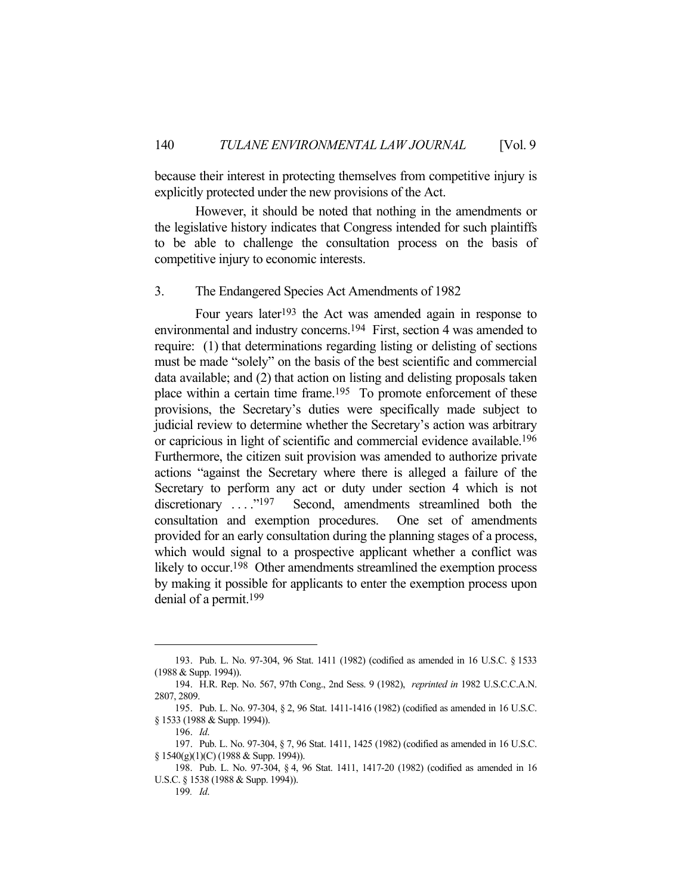because their interest in protecting themselves from competitive injury is explicitly protected under the new provisions of the Act.

However, it should be noted that nothing in the amendments or the legislative history indicates that Congress intended for such plaintiffs to be able to challenge the consultation process on the basis of competitive injury to economic interests.

### 3. The Endangered Species Act Amendments of 1982

Four years later[193] the Act was amended again in response to environmental and industry concerns.[194] First, section 4 was amended to require: (1) that determinations regarding listing or delisting of sections must be made "solely" on the basis of the best scientific and commercial data available; and (2) that action on listing and delisting proposals taken place within a certain time frame.[195] To promote enforcement of these provisions, the Secretary's duties were specifically made subject to judicial review to determine whether the Secretary's action was arbitrary or capricious in light of scientific and commercial evidence available.[196] Furthermore, the citizen suit provision was amended to authorize private actions "against the Secretary where there is alleged a failure of the Secretary to perform any act or duty under section 4 which is not discretionary . . . ."[197] Second, amendments streamlined both the consultation and exemption procedures. One set of amendments provided for an early consultation during the planning stages of a process, which would signal to a prospective applicant whether a conflict was likely to occur.[198] Other amendments streamlined the exemption process by making it possible for applicants to enter the exemption process upon denial of a permit.[199]

---

193. Pub. L. No. 97-304, 96 Stat. 1411 (1982) (codified as amended in 16 U.S.C. § 1533 (1988 & Supp. 1994)).

194. H.R. Rep. No. 567, 97th Cong., 2nd Sess. 9 (1982), *reprinted in* 1982 U.S.C.C.A.N. 2807, 2809.

195. Pub. L. No. 97-304, § 2, 96 Stat. 1411-1416 (1982) (codified as amended in 16 U.S.C. § 1533 (1988 & Supp. 1994)).

196. *Id.*

197. Pub. L. No. 97-304, § 7, 96 Stat. 1411, 1425 (1982) (codified as amended in 16 U.S.C. § 1540(g)(1)(C) (1988 & Supp. 1994)).

198. Pub. L. No. 97-304, § 4, 96 Stat. 1411, 1417-20 (1982) (codified as amended in 16 U.S.C. § 1538 (1988 & Supp. 1994)).

199. *Id.*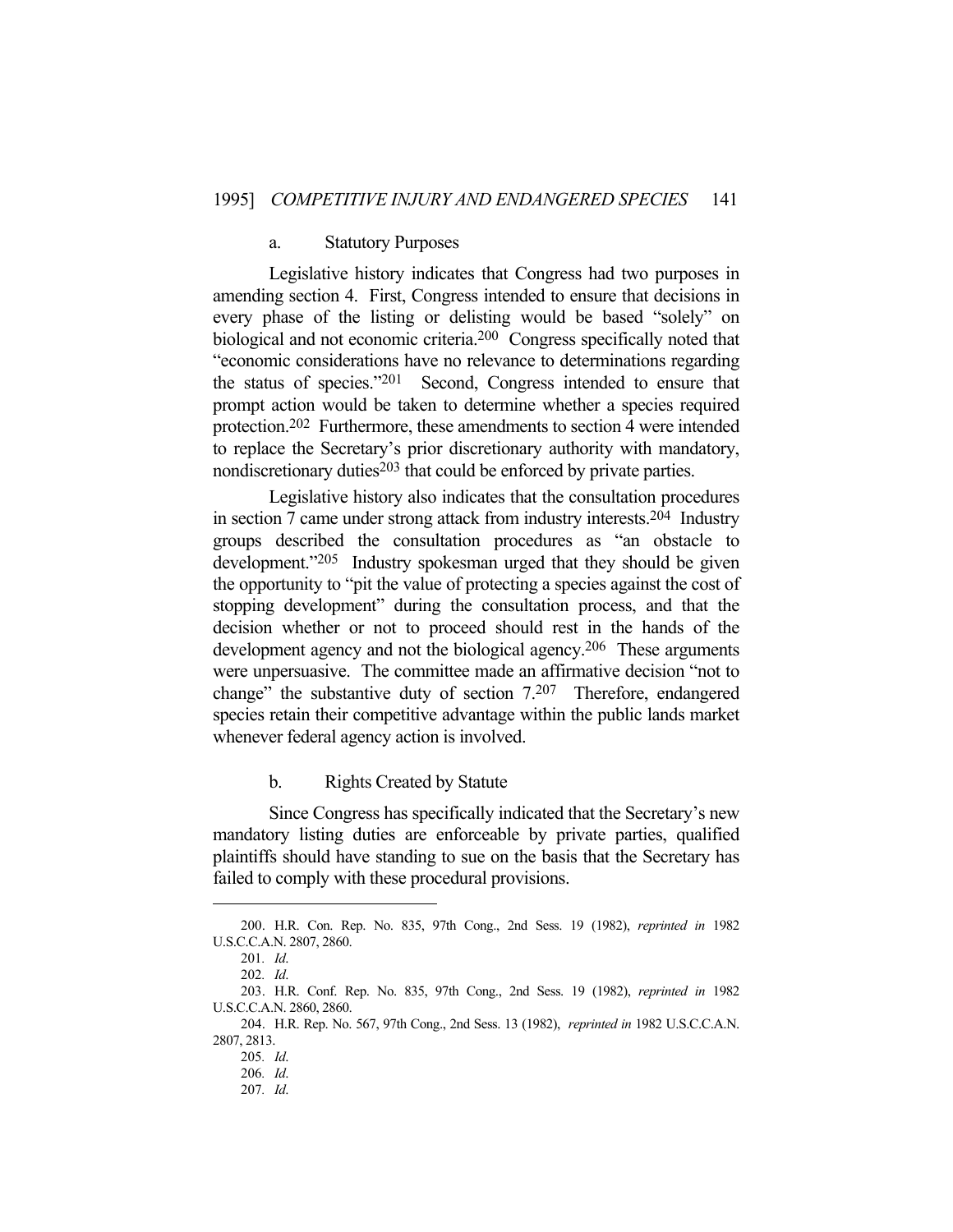a. Statutory Purposes

Legislative history indicates that Congress had two purposes in amending section 4. First, Congress intended to ensure that decisions in every phase of the listing or delisting would be based "solely" on biological and not economic criteria.[200] Congress specifically noted that "economic considerations have no relevance to determinations regarding the status of species."[201] Second, Congress intended to ensure that prompt action would be taken to determine whether a species required protection.[202] Furthermore, these amendments to section 4 were intended to replace the Secretary's prior discretionary authority with mandatory, nondiscretionary duties[203] that could be enforced by private parties.

Legislative history also indicates that the consultation procedures in section 7 came under strong attack from industry interests.[204] Industry groups described the consultation procedures as "an obstacle to development."[205] Industry spokesman urged that they should be given the opportunity to "pit the value of protecting a species against the cost of stopping development" during the consultation process, and that the decision whether or not to proceed should rest in the hands of the development agency and not the biological agency.[206] These arguments were unpersuasive. The committee made an affirmative decision "not to change" the substantive duty of section 7.[207] Therefore, endangered species retain their competitive advantage within the public lands market whenever federal agency action is involved.

b. Rights Created by Statute

Since Congress has specifically indicated that the Secretary's new mandatory listing duties are enforceable by private parties, qualified plaintiffs should have standing to sue on the basis that the Secretary has failed to comply with these procedural provisions.

---

200. H.R. Con. Rep. No. 835, 97th Cong., 2nd Sess. 19 (1982), *reprinted in* 1982 U.S.C.C.A.N. 2807, 2860.

201. *Id.*

202. *Id.*

203. H.R. Conf. Rep. No. 835, 97th Cong., 2nd Sess. 19 (1982), *reprinted in* 1982 U.S.C.C.A.N. 2860, 2860.

204. H.R. Rep. No. 567, 97th Cong., 2nd Sess. 13 (1982), *reprinted in* 1982 U.S.C.C.A.N. 2807, 2813.

205. *Id.*

206. *Id.*

207. *Id.*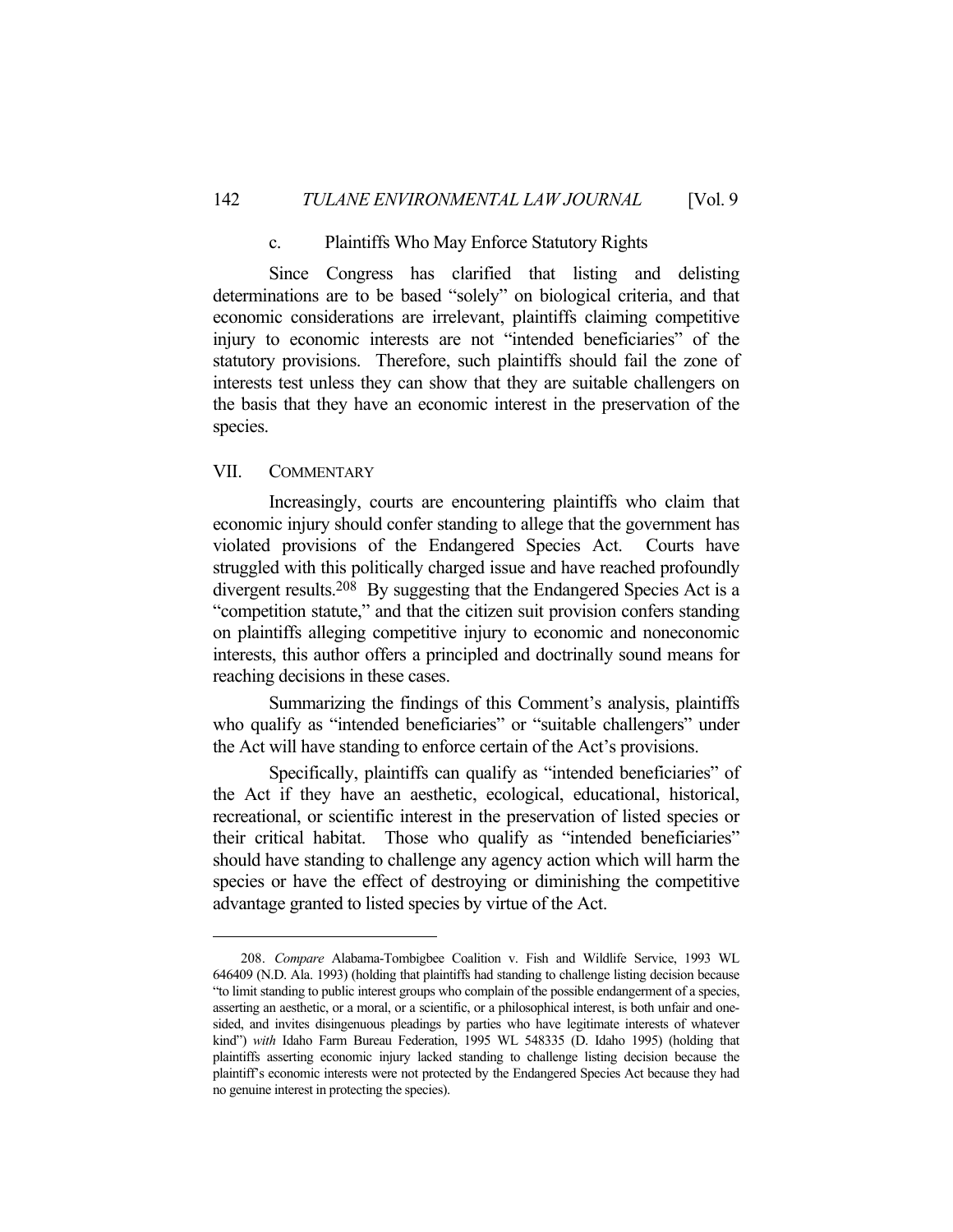### c. Plaintiffs Who May Enforce Statutory Rights

Since Congress has clarified that listing and delisting determinations are to be based "solely" on biological criteria, and that economic considerations are irrelevant, plaintiffs claiming competitive injury to economic interests are not "intended beneficiaries" of the statutory provisions. Therefore, such plaintiffs should fail the zone of interests test unless they can show that they are suitable challengers on the basis that they have an economic interest in the preservation of the species.

## VII. COMMENTARY

Increasingly, courts are encountering plaintiffs who claim that economic injury should confer standing to allege that the government has violated provisions of the Endangered Species Act. Courts have struggled with this politically charged issue and have reached profoundly divergent results.[208] By suggesting that the Endangered Species Act is a "competition statute," and that the citizen suit provision confers standing on plaintiffs alleging competitive injury to economic and noneconomic interests, this author offers a principled and doctrinally sound means for reaching decisions in these cases.

Summarizing the findings of this Comment's analysis, plaintiffs who qualify as "intended beneficiaries" or "suitable challengers" under the Act will have standing to enforce certain of the Act's provisions.

Specifically, plaintiffs can qualify as "intended beneficiaries" of the Act if they have an aesthetic, ecological, educational, historical, recreational, or scientific interest in the preservation of listed species or their critical habitat. Those who qualify as "intended beneficiaries" should have standing to challenge any agency action which will harm the species or have the effect of destroying or diminishing the competitive advantage granted to listed species by virtue of the Act.

---

208. *Compare* Alabama-Tombigbee Coalition v. Fish and Wildlife Service, 1993 WL 646409 (N.D. Ala. 1993) (holding that plaintiffs had standing to challenge listing decision because "to limit standing to public interest groups who complain of the possible endangerment of a species, asserting an aesthetic, or a moral, or a scientific, or a philosophical interest, is both unfair and one-sided, and invites disingenuous pleadings by parties who have legitimate interests of whatever kind") *with* Idaho Farm Bureau Federation, 1995 WL 548335 (D. Idaho 1995) (holding that plaintiffs asserting economic injury lacked standing to challenge listing decision because the plaintiff's economic interests were not protected by the Endangered Species Act because they had no genuine interest in protecting the species).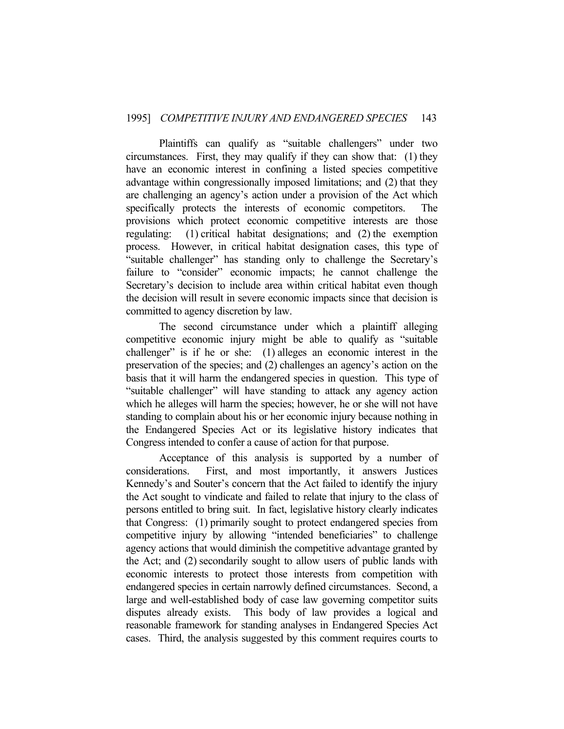Plaintiffs can qualify as "suitable challengers" under two circumstances. First, they may qualify if they can show that: (1) they have an economic interest in confining a listed species competitive advantage within congressionally imposed limitations; and (2) that they are challenging an agency's action under a provision of the Act which specifically protects the interests of economic competitors. The provisions which protect economic competitive interests are those regulating: (1) critical habitat designations; and (2) the exemption process. However, in critical habitat designation cases, this type of "suitable challenger" has standing only to challenge the Secretary's failure to "consider" economic impacts; he cannot challenge the Secretary's decision to include area within critical habitat even though the decision will result in severe economic impacts since that decision is committed to agency discretion by law.

The second circumstance under which a plaintiff alleging competitive economic injury might be able to qualify as "suitable challenger" is if he or she: (1) alleges an economic interest in the preservation of the species; and (2) challenges an agency's action on the basis that it will harm the endangered species in question. This type of "suitable challenger" will have standing to attack any agency action which he alleges will harm the species; however, he or she will not have standing to complain about his or her economic injury because nothing in the Endangered Species Act or its legislative history indicates that Congress intended to confer a cause of action for that purpose.

Acceptance of this analysis is supported by a number of considerations. First, and most importantly, it answers Justices Kennedy's and Souter's concern that the Act failed to identify the injury the Act sought to vindicate and failed to relate that injury to the class of persons entitled to bring suit. In fact, legislative history clearly indicates that Congress: (1) primarily sought to protect endangered species from competitive injury by allowing "intended beneficiaries" to challenge agency actions that would diminish the competitive advantage granted by the Act; and (2) secondarily sought to allow users of public lands with economic interests to protect those interests from competition with endangered species in certain narrowly defined circumstances. Second, a large and well-established body of case law governing competitor suits disputes already exists. This body of law provides a logical and reasonable framework for standing analyses in Endangered Species Act cases. Third, the analysis suggested by this comment requires courts to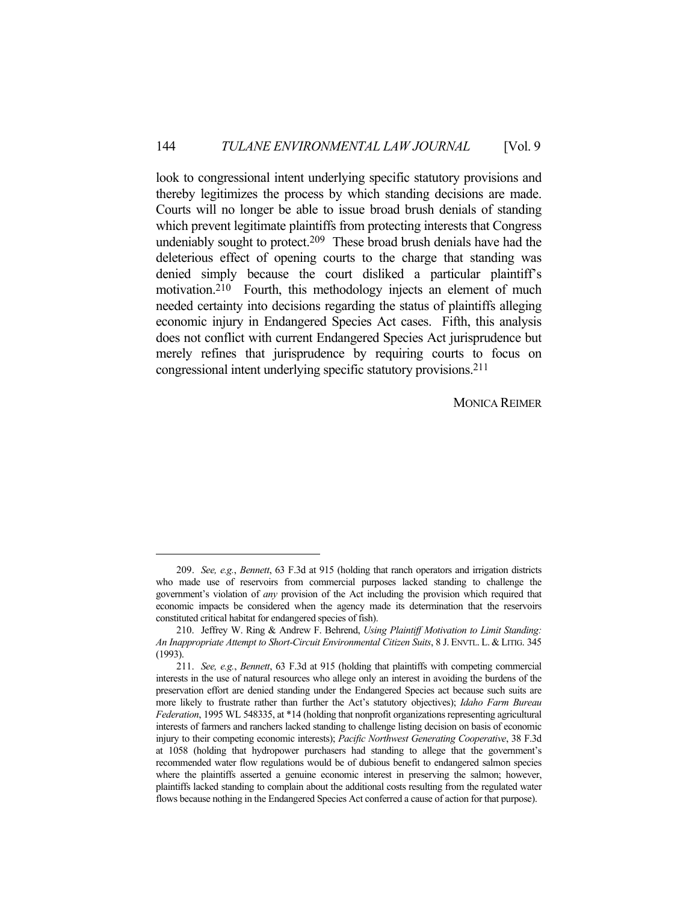look to congressional intent underlying specific statutory provisions and thereby legitimizes the process by which standing decisions are made. Courts will no longer be able to issue broad brush denials of standing which prevent legitimate plaintiffs from protecting interests that Congress undeniably sought to protect.[209] These broad brush denials have had the deleterious effect of opening courts to the charge that standing was denied simply because the court disliked a particular plaintiff's motivation.[210] Fourth, this methodology injects an element of much needed certainty into decisions regarding the status of plaintiffs alleging economic injury in Endangered Species Act cases. Fifth, this analysis does not conflict with current Endangered Species Act jurisprudence but merely refines that jurisprudence by requiring courts to focus on congressional intent underlying specific statutory provisions.[211]

MONICA REIMER

---

209. *See, e.g.*, *Bennett*, 63 F.3d at 915 (holding that ranch operators and irrigation districts who made use of reservoirs from commercial purposes lacked standing to challenge the government's violation of *any* provision of the Act including the provision which required that economic impacts be considered when the agency made its determination that the reservoirs constituted critical habitat for endangered species of fish).

210. Jeffrey W. Ring & Andrew F. Behrend, *Using Plaintiff Motivation to Limit Standing: An Inappropriate Attempt to Short-Circuit Environmental Citizen Suits*, 8 J. ENVTL. L. & LITIG. 345 (1993).

211. *See, e.g.*, *Bennett*, 63 F.3d at 915 (holding that plaintiffs with competing commercial interests in the use of natural resources who allege only an interest in avoiding the burdens of the preservation effort are denied standing under the Endangered Species act because such suits are more likely to frustrate rather than further the Act's statutory objectives); *Idaho Farm Bureau Federation*, 1995 WL 548335, at *14 (holding that nonprofit organizations representing agricultural interests of farmers and ranchers lacked standing to challenge listing decision on basis of economic injury to their competing economic interests); *Pacific Northwest Generating Cooperative*, 38 F.3d at 1058 (holding that hydropower purchasers had standing to allege that the government's recommended water flow regulations would be of dubious benefit to endangered salmon species where the plaintiffs asserted a genuine economic interest in preserving the salmon; however, plaintiffs lacked standing to complain about the additional costs resulting from the regulated water flows because nothing in the Endangered Species Act conferred a cause of action for that purpose).